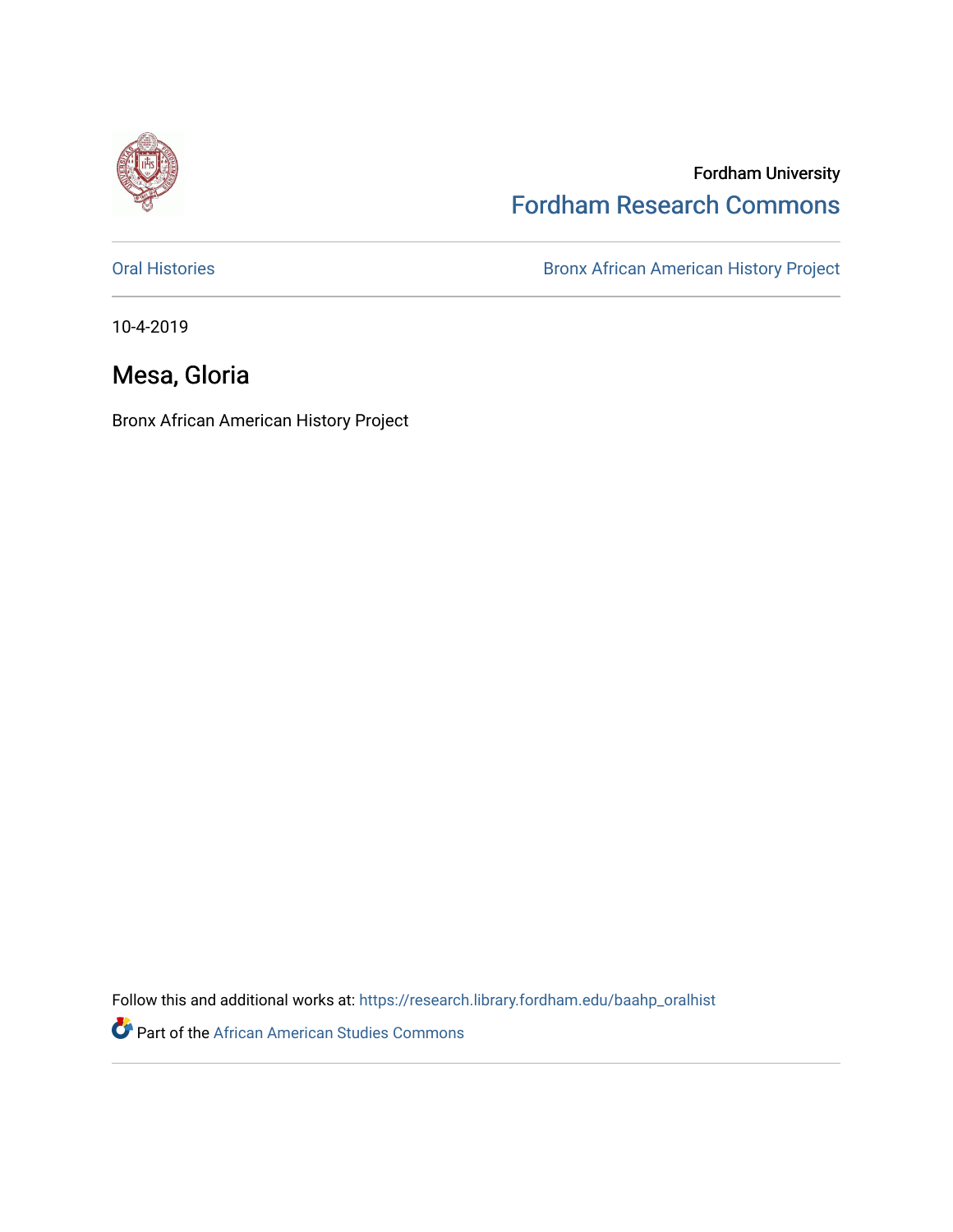Fordham University

Fordham Research Commons

Oral Histories

Bronx African American History Project

10-4-2019

# Mesa, Gloria

Bronx African American History Project

Follow this and additional works at: https://research.library.fordham.edu/baahp_oralhist

Part of the African American Studies Commons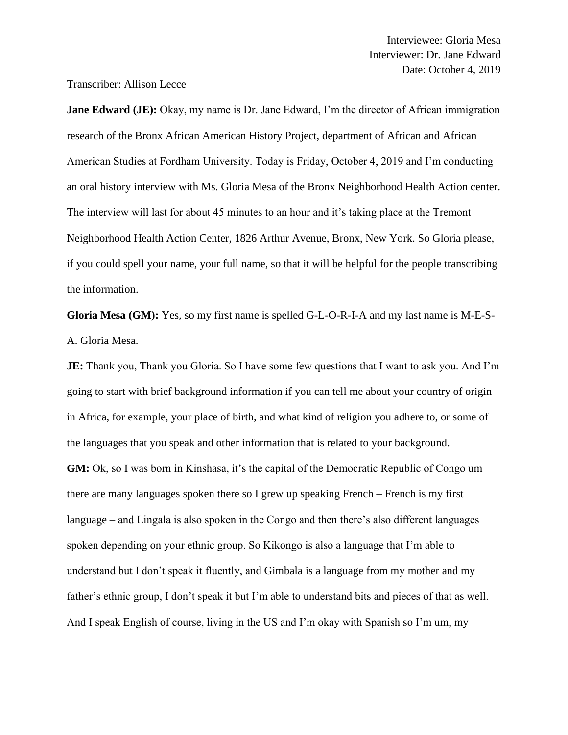Interviewee: Gloria Mesa
Interviewer: Dr. Jane Edward
Date: October 4, 2019

Transcriber: Allison Lecce

**Jane Edward (JE):** Okay, my name is Dr. Jane Edward, I'm the director of African immigration research of the Bronx African American History Project, department of African and African American Studies at Fordham University. Today is Friday, October 4, 2019 and I'm conducting an oral history interview with Ms. Gloria Mesa of the Bronx Neighborhood Health Action center. The interview will last for about 45 minutes to an hour and it's taking place at the Tremont Neighborhood Health Action Center, 1826 Arthur Avenue, Bronx, New York. So Gloria please, if you could spell your name, your full name, so that it will be helpful for the people transcribing the information.

**Gloria Mesa (GM):** Yes, so my first name is spelled G-L-O-R-I-A and my last name is M-E-S-A. Gloria Mesa.

**JE:** Thank you, Thank you Gloria. So I have some few questions that I want to ask you. And I'm going to start with brief background information if you can tell me about your country of origin in Africa, for example, your place of birth, and what kind of religion you adhere to, or some of the languages that you speak and other information that is related to your background.

**GM:** Ok, so I was born in Kinshasa, it's the capital of the Democratic Republic of Congo um there are many languages spoken there so I grew up speaking French – French is my first language – and Lingala is also spoken in the Congo and then there's also different languages spoken depending on your ethnic group. So Kikongo is also a language that I'm able to understand but I don't speak it fluently, and Gimbala is a language from my mother and my father's ethnic group, I don't speak it but I'm able to understand bits and pieces of that as well. And I speak English of course, living in the US and I'm okay with Spanish so I'm um, my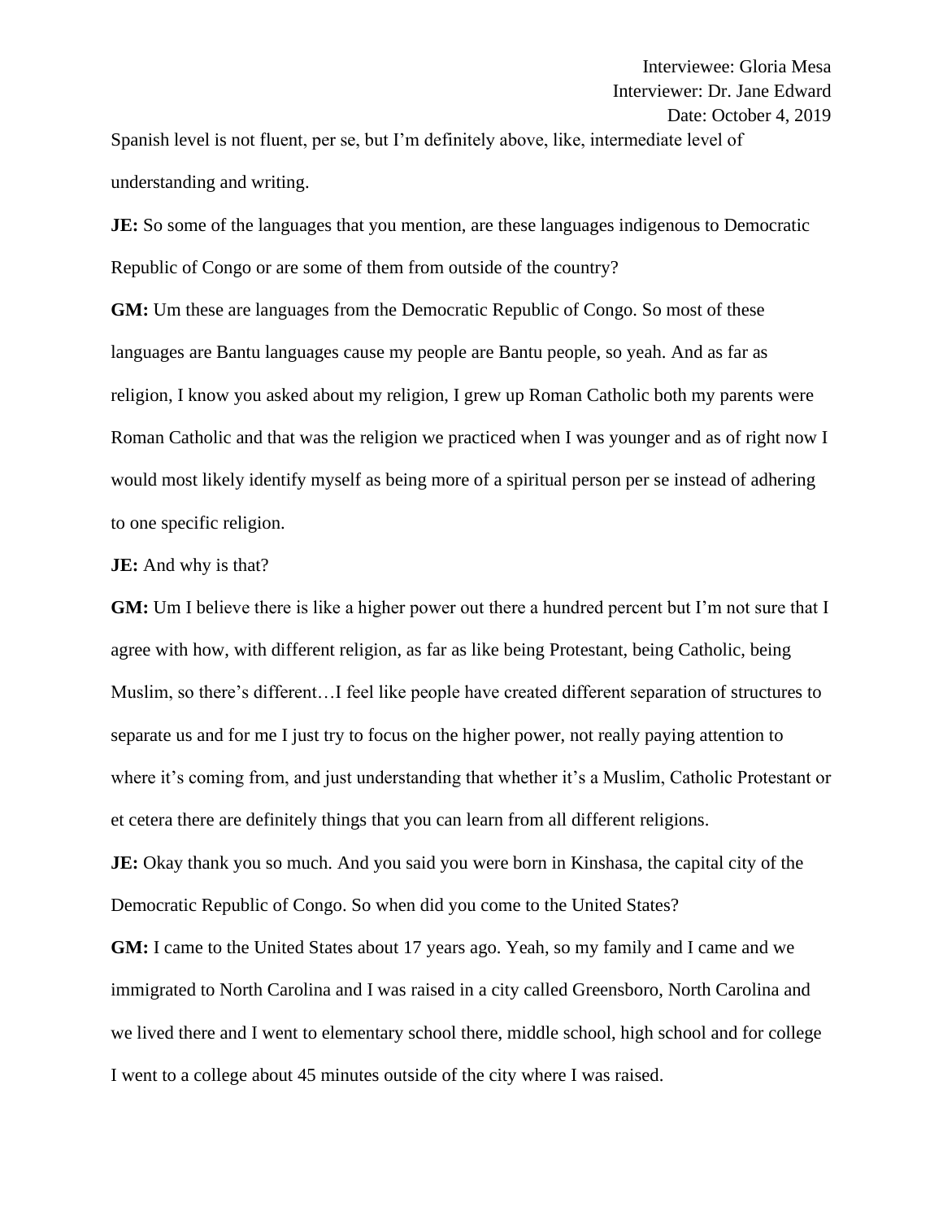Spanish level is not fluent, per se, but I'm definitely above, like, intermediate level of understanding and writing.

**JE:** So some of the languages that you mention, are these languages indigenous to Democratic Republic of Congo or are some of them from outside of the country?

**GM:** Um these are languages from the Democratic Republic of Congo. So most of these languages are Bantu languages cause my people are Bantu people, so yeah. And as far as religion, I know you asked about my religion, I grew up Roman Catholic both my parents were Roman Catholic and that was the religion we practiced when I was younger and as of right now I would most likely identify myself as being more of a spiritual person per se instead of adhering to one specific religion.

**JE:** And why is that?

**GM:** Um I believe there is like a higher power out there a hundred percent but I'm not sure that I agree with how, with different religion, as far as like being Protestant, being Catholic, being Muslim, so there's different…I feel like people have created different separation of structures to separate us and for me I just try to focus on the higher power, not really paying attention to where it's coming from, and just understanding that whether it's a Muslim, Catholic Protestant or et cetera there are definitely things that you can learn from all different religions.

**JE:** Okay thank you so much. And you said you were born in Kinshasa, the capital city of the Democratic Republic of Congo. So when did you come to the United States?

**GM:** I came to the United States about 17 years ago. Yeah, so my family and I came and we immigrated to North Carolina and I was raised in a city called Greensboro, North Carolina and we lived there and I went to elementary school there, middle school, high school and for college I went to a college about 45 minutes outside of the city where I was raised.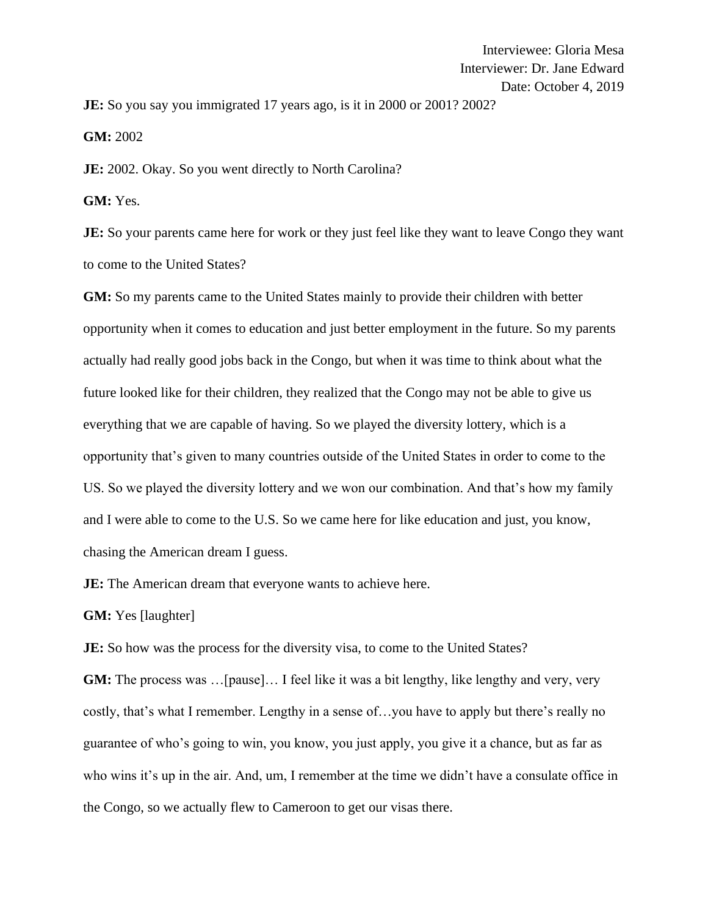Interviewee: Gloria Mesa
Interviewer: Dr. Jane Edward
Date: October 4, 2019

**JE:** So you say you immigrated 17 years ago, is it in 2000 or 2001? 2002?

**GM:** 2002

**JE:** 2002. Okay. So you went directly to North Carolina?

**GM:** Yes.

**JE:** So your parents came here for work or they just feel like they want to leave Congo they want to come to the United States?

**GM:** So my parents came to the United States mainly to provide their children with better opportunity when it comes to education and just better employment in the future. So my parents actually had really good jobs back in the Congo, but when it was time to think about what the future looked like for their children, they realized that the Congo may not be able to give us everything that we are capable of having. So we played the diversity lottery, which is a opportunity that's given to many countries outside of the United States in order to come to the US. So we played the diversity lottery and we won our combination. And that's how my family and I were able to come to the U.S. So we came here for like education and just, you know, chasing the American dream I guess.

**JE:** The American dream that everyone wants to achieve here.

**GM:** Yes [laughter]

**JE:** So how was the process for the diversity visa, to come to the United States?

**GM:** The process was …[pause]… I feel like it was a bit lengthy, like lengthy and very, very costly, that's what I remember. Lengthy in a sense of…you have to apply but there's really no guarantee of who's going to win, you know, you just apply, you give it a chance, but as far as who wins it's up in the air. And, um, I remember at the time we didn't have a consulate office in the Congo, so we actually flew to Cameroon to get our visas there.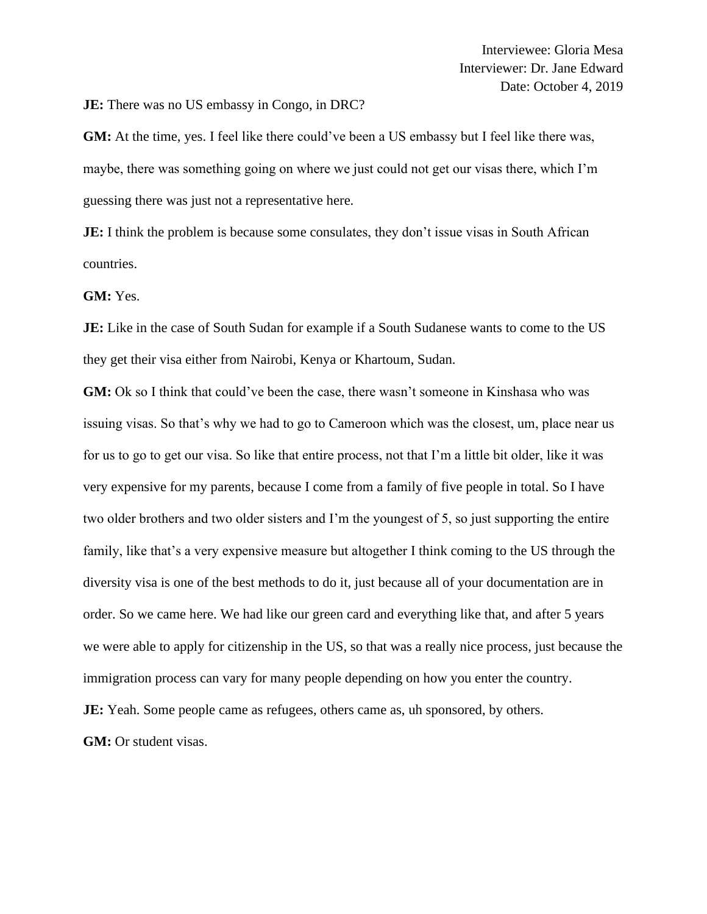Interviewee: Gloria Mesa
Interviewer: Dr. Jane Edward
Date: October 4, 2019

**JE:** There was no US embassy in Congo, in DRC?

**GM:** At the time, yes. I feel like there could've been a US embassy but I feel like there was, maybe, there was something going on where we just could not get our visas there, which I'm guessing there was just not a representative here.

**JE:** I think the problem is because some consulates, they don't issue visas in South African countries.

**GM:** Yes.

**JE:** Like in the case of South Sudan for example if a South Sudanese wants to come to the US they get their visa either from Nairobi, Kenya or Khartoum, Sudan.

**GM:** Ok so I think that could've been the case, there wasn't someone in Kinshasa who was issuing visas. So that's why we had to go to Cameroon which was the closest, um, place near us for us to go to get our visa. So like that entire process, not that I'm a little bit older, like it was very expensive for my parents, because I come from a family of five people in total. So I have two older brothers and two older sisters and I'm the youngest of 5, so just supporting the entire family, like that's a very expensive measure but altogether I think coming to the US through the diversity visa is one of the best methods to do it, just because all of your documentation are in order. So we came here. We had like our green card and everything like that, and after 5 years we were able to apply for citizenship in the US, so that was a really nice process, just because the immigration process can vary for many people depending on how you enter the country.

**JE:** Yeah. Some people came as refugees, others came as, uh sponsored, by others.

**GM:** Or student visas.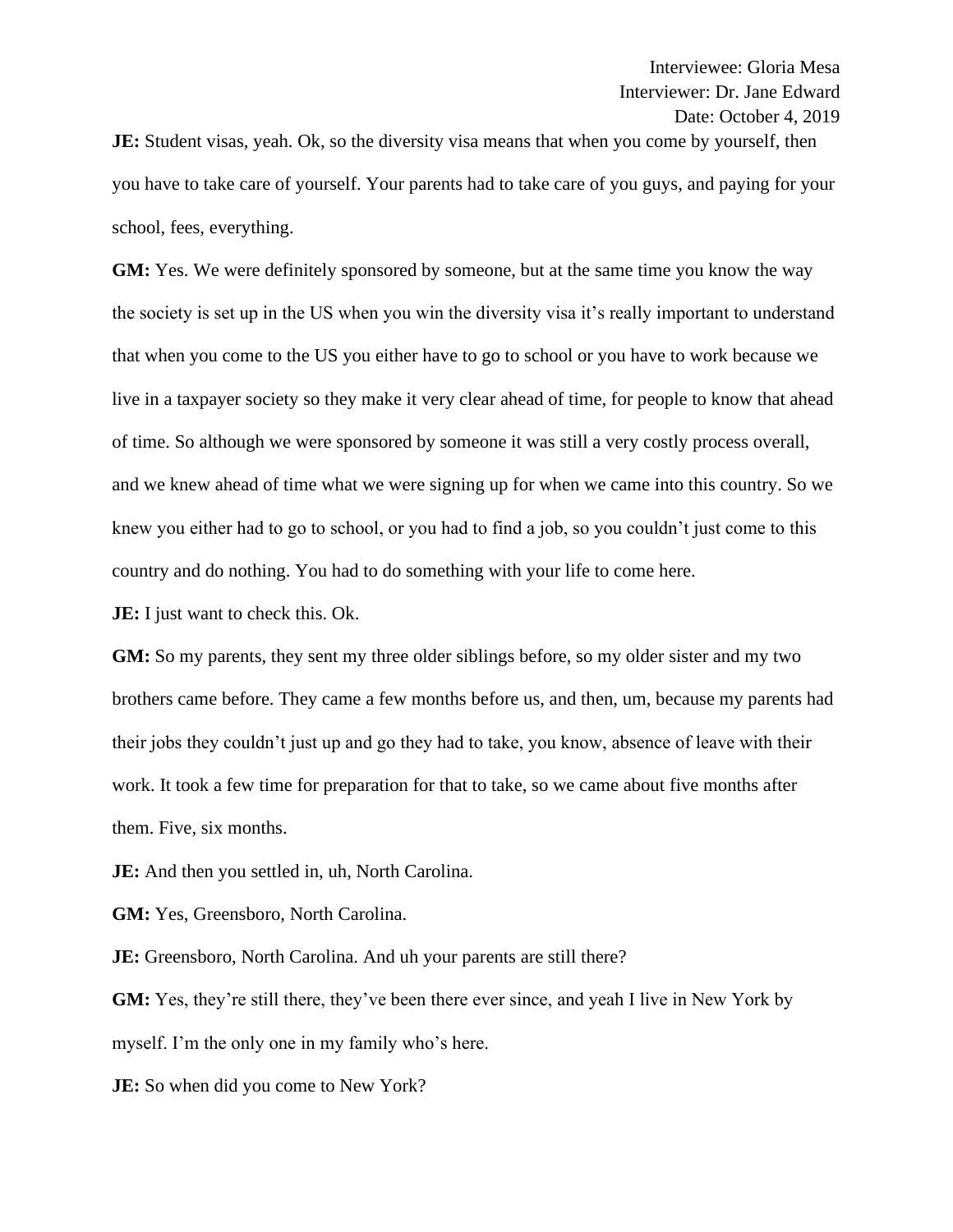Interviewee: Gloria Mesa
Interviewer: Dr. Jane Edward
Date: October 4, 2019

**JE:** Student visas, yeah. Ok, so the diversity visa means that when you come by yourself, then you have to take care of yourself. Your parents had to take care of you guys, and paying for your school, fees, everything.

**GM:** Yes. We were definitely sponsored by someone, but at the same time you know the way the society is set up in the US when you win the diversity visa it's really important to understand that when you come to the US you either have to go to school or you have to work because we live in a taxpayer society so they make it very clear ahead of time, for people to know that ahead of time. So although we were sponsored by someone it was still a very costly process overall, and we knew ahead of time what we were signing up for when we came into this country. So we knew you either had to go to school, or you had to find a job, so you couldn't just come to this country and do nothing. You had to do something with your life to come here.

**JE:** I just want to check this. Ok.

**GM:** So my parents, they sent my three older siblings before, so my older sister and my two brothers came before. They came a few months before us, and then, um, because my parents had their jobs they couldn't just up and go they had to take, you know, absence of leave with their work. It took a few time for preparation for that to take, so we came about five months after them. Five, six months.

**JE:** And then you settled in, uh, North Carolina.

**GM:** Yes, Greensboro, North Carolina.

**JE:** Greensboro, North Carolina. And uh your parents are still there?

**GM:** Yes, they're still there, they've been there ever since, and yeah I live in New York by myself. I'm the only one in my family who's here.

**JE:** So when did you come to New York?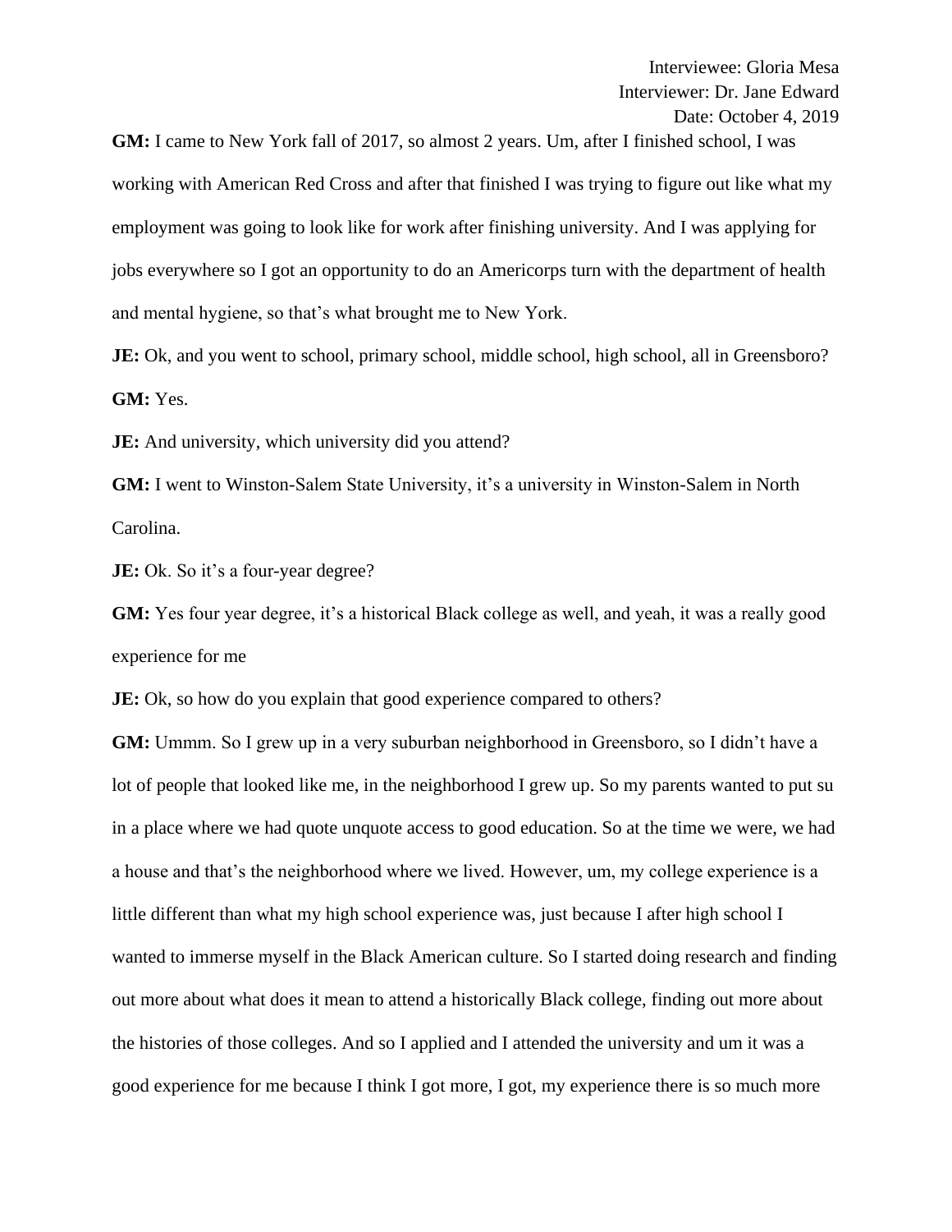Interviewee: Gloria Mesa
Interviewer: Dr. Jane Edward
Date: October 4, 2019

**GM:** I came to New York fall of 2017, so almost 2 years. Um, after I finished school, I was working with American Red Cross and after that finished I was trying to figure out like what my employment was going to look like for work after finishing university. And I was applying for jobs everywhere so I got an opportunity to do an Americorps turn with the department of health and mental hygiene, so that's what brought me to New York.

**JE:** Ok, and you went to school, primary school, middle school, high school, all in Greensboro?

**GM:** Yes.

**JE:** And university, which university did you attend?

**GM:** I went to Winston-Salem State University, it's a university in Winston-Salem in North Carolina.

**JE:** Ok. So it's a four-year degree?

**GM:** Yes four year degree, it's a historical Black college as well, and yeah, it was a really good experience for me

**JE:** Ok, so how do you explain that good experience compared to others?

**GM:** Ummm. So I grew up in a very suburban neighborhood in Greensboro, so I didn't have a lot of people that looked like me, in the neighborhood I grew up. So my parents wanted to put su in a place where we had quote unquote access to good education. So at the time we were, we had a house and that's the neighborhood where we lived. However, um, my college experience is a little different than what my high school experience was, just because I after high school I wanted to immerse myself in the Black American culture. So I started doing research and finding out more about what does it mean to attend a historically Black college, finding out more about the histories of those colleges. And so I applied and I attended the university and um it was a good experience for me because I think I got more, I got, my experience there is so much more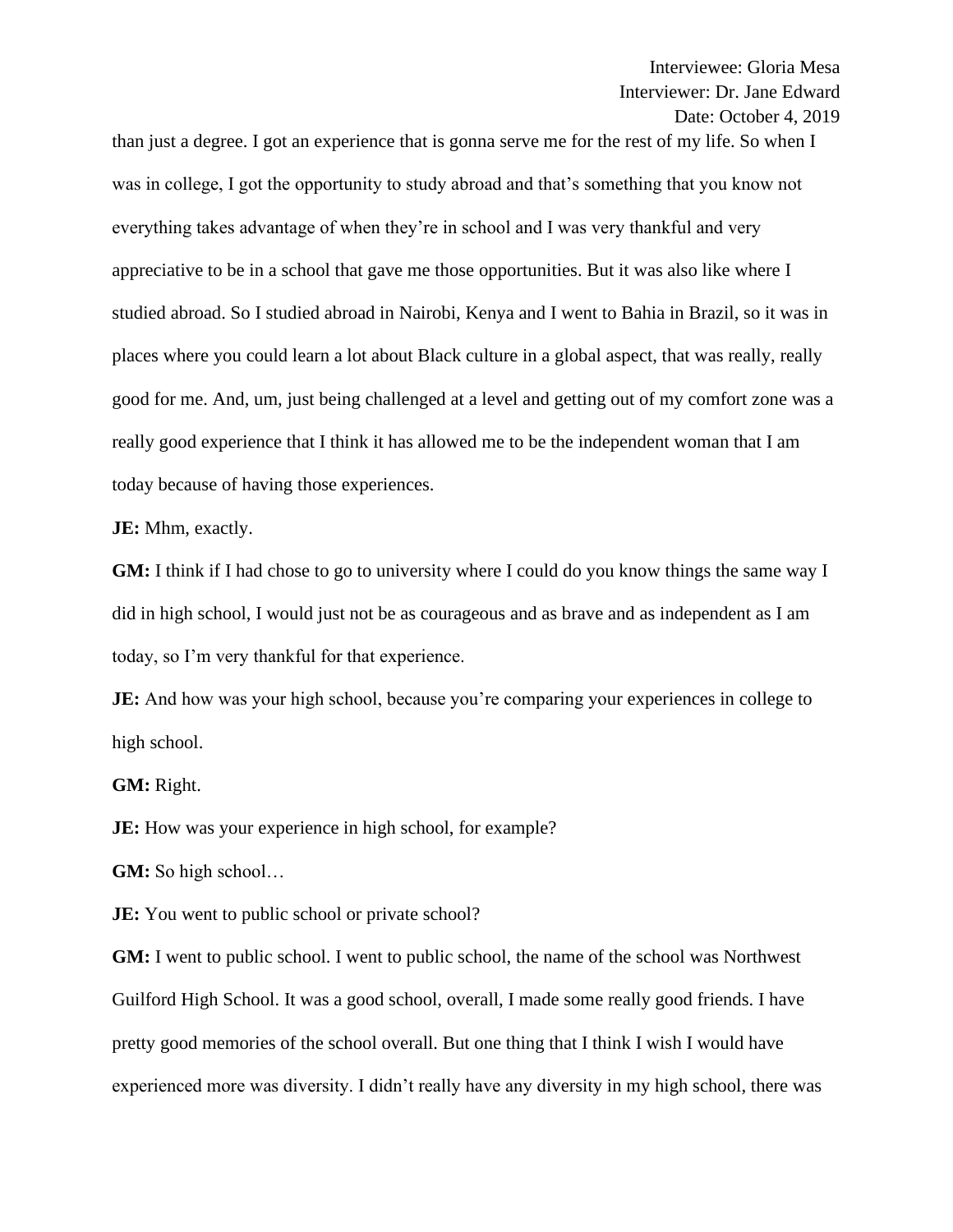than just a degree. I got an experience that is gonna serve me for the rest of my life. So when I was in college, I got the opportunity to study abroad and that's something that you know not everything takes advantage of when they're in school and I was very thankful and very appreciative to be in a school that gave me those opportunities. But it was also like where I studied abroad. So I studied abroad in Nairobi, Kenya and I went to Bahia in Brazil, so it was in places where you could learn a lot about Black culture in a global aspect, that was really, really good for me. And, um, just being challenged at a level and getting out of my comfort zone was a really good experience that I think it has allowed me to be the independent woman that I am today because of having those experiences.

**JE:** Mhm, exactly.

**GM:** I think if I had chose to go to university where I could do you know things the same way I did in high school, I would just not be as courageous and as brave and as independent as I am today, so I'm very thankful for that experience.

**JE:** And how was your high school, because you're comparing your experiences in college to high school.

**GM:** Right.

**JE:** How was your experience in high school, for example?

**GM:** So high school…

**JE:** You went to public school or private school?

**GM:** I went to public school. I went to public school, the name of the school was Northwest Guilford High School. It was a good school, overall, I made some really good friends. I have pretty good memories of the school overall. But one thing that I think I wish I would have experienced more was diversity. I didn't really have any diversity in my high school, there was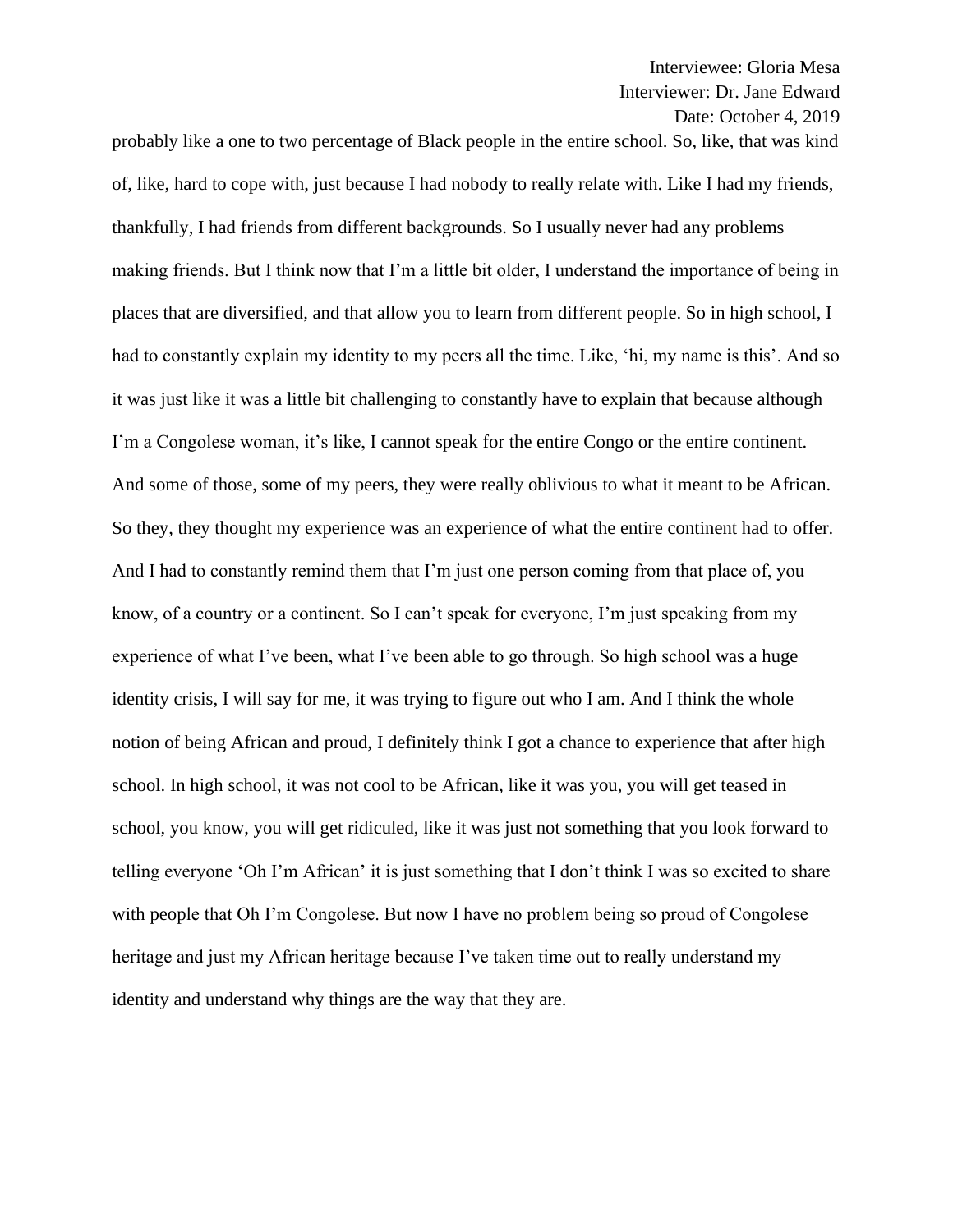probably like a one to two percentage of Black people in the entire school. So, like, that was kind of, like, hard to cope with, just because I had nobody to really relate with. Like I had my friends, thankfully, I had friends from different backgrounds. So I usually never had any problems making friends. But I think now that I'm a little bit older, I understand the importance of being in places that are diversified, and that allow you to learn from different people. So in high school, I had to constantly explain my identity to my peers all the time. Like, 'hi, my name is this'. And so it was just like it was a little bit challenging to constantly have to explain that because although I'm a Congolese woman, it's like, I cannot speak for the entire Congo or the entire continent. And some of those, some of my peers, they were really oblivious to what it meant to be African. So they, they thought my experience was an experience of what the entire continent had to offer. And I had to constantly remind them that I'm just one person coming from that place of, you know, of a country or a continent. So I can't speak for everyone, I'm just speaking from my experience of what I've been, what I've been able to go through. So high school was a huge identity crisis, I will say for me, it was trying to figure out who I am. And I think the whole notion of being African and proud, I definitely think I got a chance to experience that after high school. In high school, it was not cool to be African, like it was you, you will get teased in school, you know, you will get ridiculed, like it was just not something that you look forward to telling everyone 'Oh I'm African' it is just something that I don't think I was so excited to share with people that Oh I'm Congolese. But now I have no problem being so proud of Congolese heritage and just my African heritage because I've taken time out to really understand my identity and understand why things are the way that they are.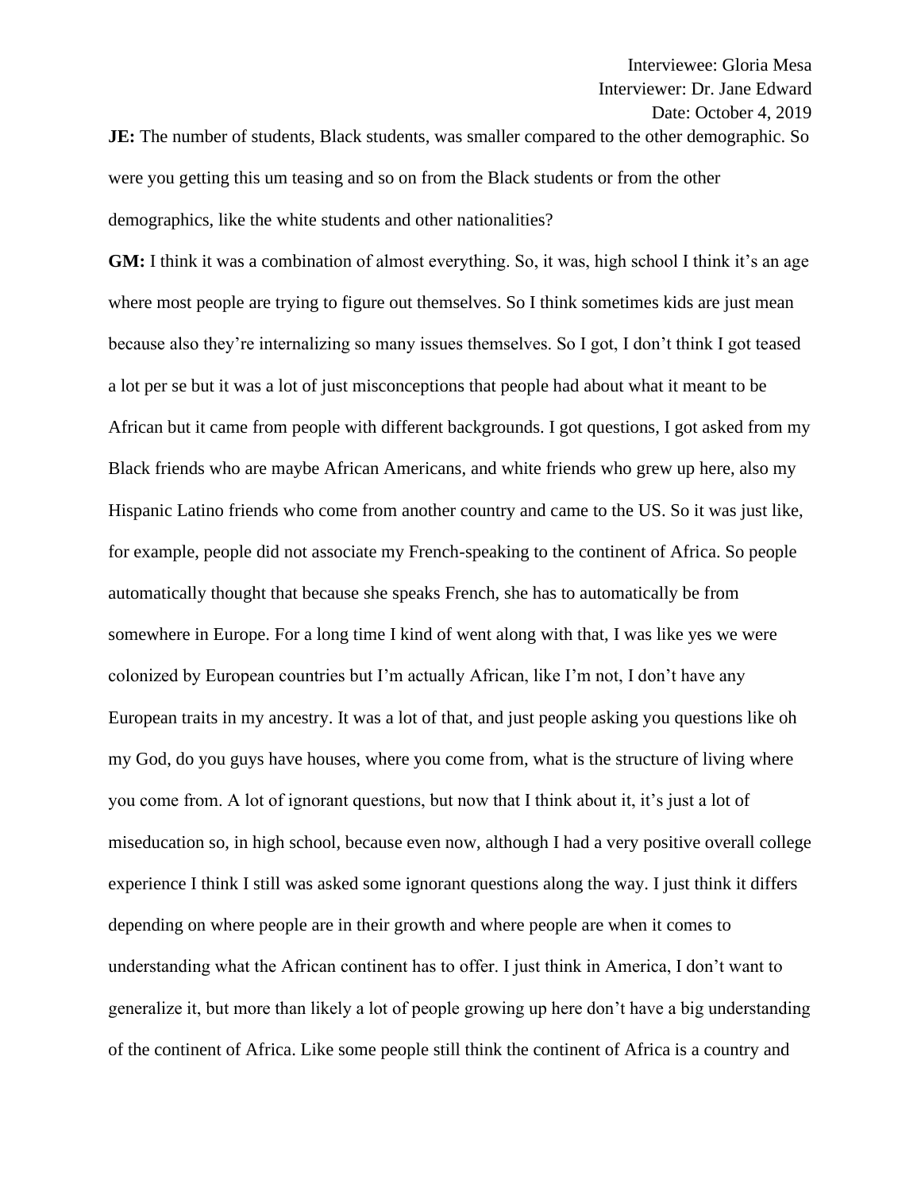**JE:** The number of students, Black students, was smaller compared to the other demographic. So were you getting this um teasing and so on from the Black students or from the other demographics, like the white students and other nationalities?

**GM:** I think it was a combination of almost everything. So, it was, high school I think it's an age where most people are trying to figure out themselves. So I think sometimes kids are just mean because also they're internalizing so many issues themselves. So I got, I don't think I got teased a lot per se but it was a lot of just misconceptions that people had about what it meant to be African but it came from people with different backgrounds. I got questions, I got asked from my Black friends who are maybe African Americans, and white friends who grew up here, also my Hispanic Latino friends who come from another country and came to the US. So it was just like, for example, people did not associate my French-speaking to the continent of Africa. So people automatically thought that because she speaks French, she has to automatically be from somewhere in Europe. For a long time I kind of went along with that, I was like yes we were colonized by European countries but I'm actually African, like I'm not, I don't have any European traits in my ancestry. It was a lot of that, and just people asking you questions like oh my God, do you guys have houses, where you come from, what is the structure of living where you come from. A lot of ignorant questions, but now that I think about it, it's just a lot of miseducation so, in high school, because even now, although I had a very positive overall college experience I think I still was asked some ignorant questions along the way. I just think it differs depending on where people are in their growth and where people are when it comes to understanding what the African continent has to offer. I just think in America, I don't want to generalize it, but more than likely a lot of people growing up here don't have a big understanding of the continent of Africa. Like some people still think the continent of Africa is a country and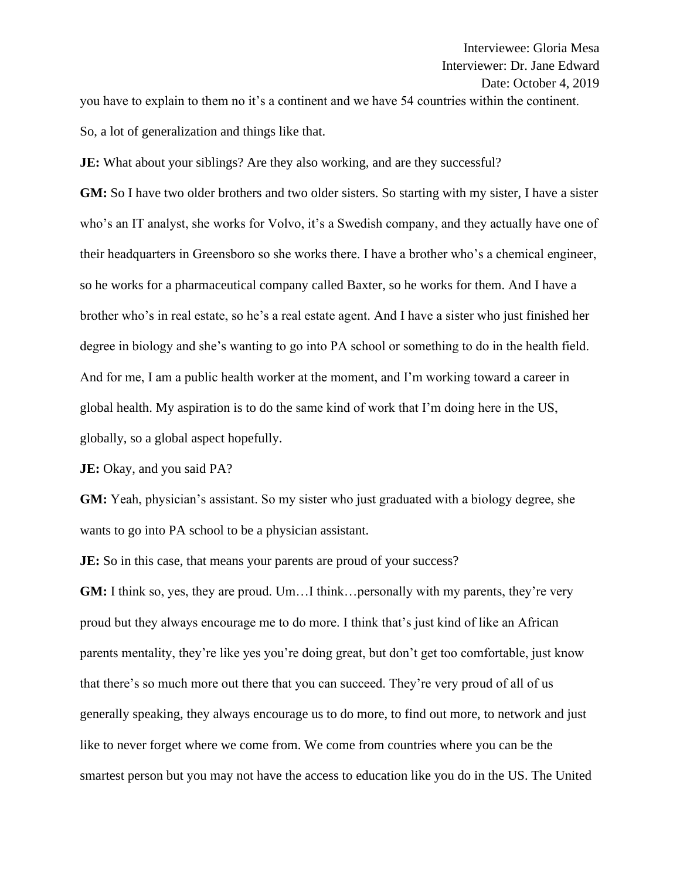you have to explain to them no it's a continent and we have 54 countries within the continent. So, a lot of generalization and things like that.

**JE:** What about your siblings? Are they also working, and are they successful?

**GM:** So I have two older brothers and two older sisters. So starting with my sister, I have a sister who's an IT analyst, she works for Volvo, it's a Swedish company, and they actually have one of their headquarters in Greensboro so she works there. I have a brother who's a chemical engineer, so he works for a pharmaceutical company called Baxter, so he works for them. And I have a brother who's in real estate, so he's a real estate agent. And I have a sister who just finished her degree in biology and she's wanting to go into PA school or something to do in the health field. And for me, I am a public health worker at the moment, and I'm working toward a career in global health. My aspiration is to do the same kind of work that I'm doing here in the US, globally, so a global aspect hopefully.

**JE:** Okay, and you said PA?

**GM:** Yeah, physician's assistant. So my sister who just graduated with a biology degree, she wants to go into PA school to be a physician assistant.

**JE:** So in this case, that means your parents are proud of your success?

**GM:** I think so, yes, they are proud. Um…I think…personally with my parents, they're very proud but they always encourage me to do more. I think that's just kind of like an African parents mentality, they're like yes you're doing great, but don't get too comfortable, just know that there's so much more out there that you can succeed. They're very proud of all of us generally speaking, they always encourage us to do more, to find out more, to network and just like to never forget where we come from. We come from countries where you can be the smartest person but you may not have the access to education like you do in the US. The United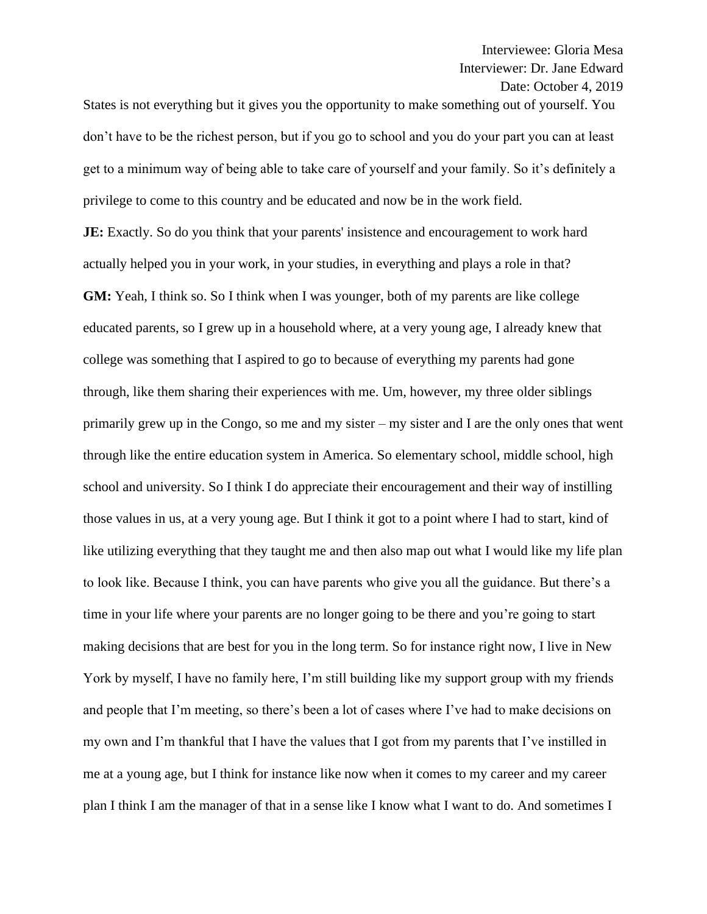States is not everything but it gives you the opportunity to make something out of yourself. You don't have to be the richest person, but if you go to school and you do your part you can at least get to a minimum way of being able to take care of yourself and your family. So it's definitely a privilege to come to this country and be educated and now be in the work field.

**JE:** Exactly. So do you think that your parents' insistence and encouragement to work hard actually helped you in your work, in your studies, in everything and plays a role in that?

**GM:** Yeah, I think so. So I think when I was younger, both of my parents are like college educated parents, so I grew up in a household where, at a very young age, I already knew that college was something that I aspired to go to because of everything my parents had gone through, like them sharing their experiences with me. Um, however, my three older siblings primarily grew up in the Congo, so me and my sister – my sister and I are the only ones that went through like the entire education system in America. So elementary school, middle school, high school and university. So I think I do appreciate their encouragement and their way of instilling those values in us, at a very young age. But I think it got to a point where I had to start, kind of like utilizing everything that they taught me and then also map out what I would like my life plan to look like. Because I think, you can have parents who give you all the guidance. But there's a time in your life where your parents are no longer going to be there and you're going to start making decisions that are best for you in the long term. So for instance right now, I live in New York by myself, I have no family here, I'm still building like my support group with my friends and people that I'm meeting, so there's been a lot of cases where I've had to make decisions on my own and I'm thankful that I have the values that I got from my parents that I've instilled in me at a young age, but I think for instance like now when it comes to my career and my career plan I think I am the manager of that in a sense like I know what I want to do. And sometimes I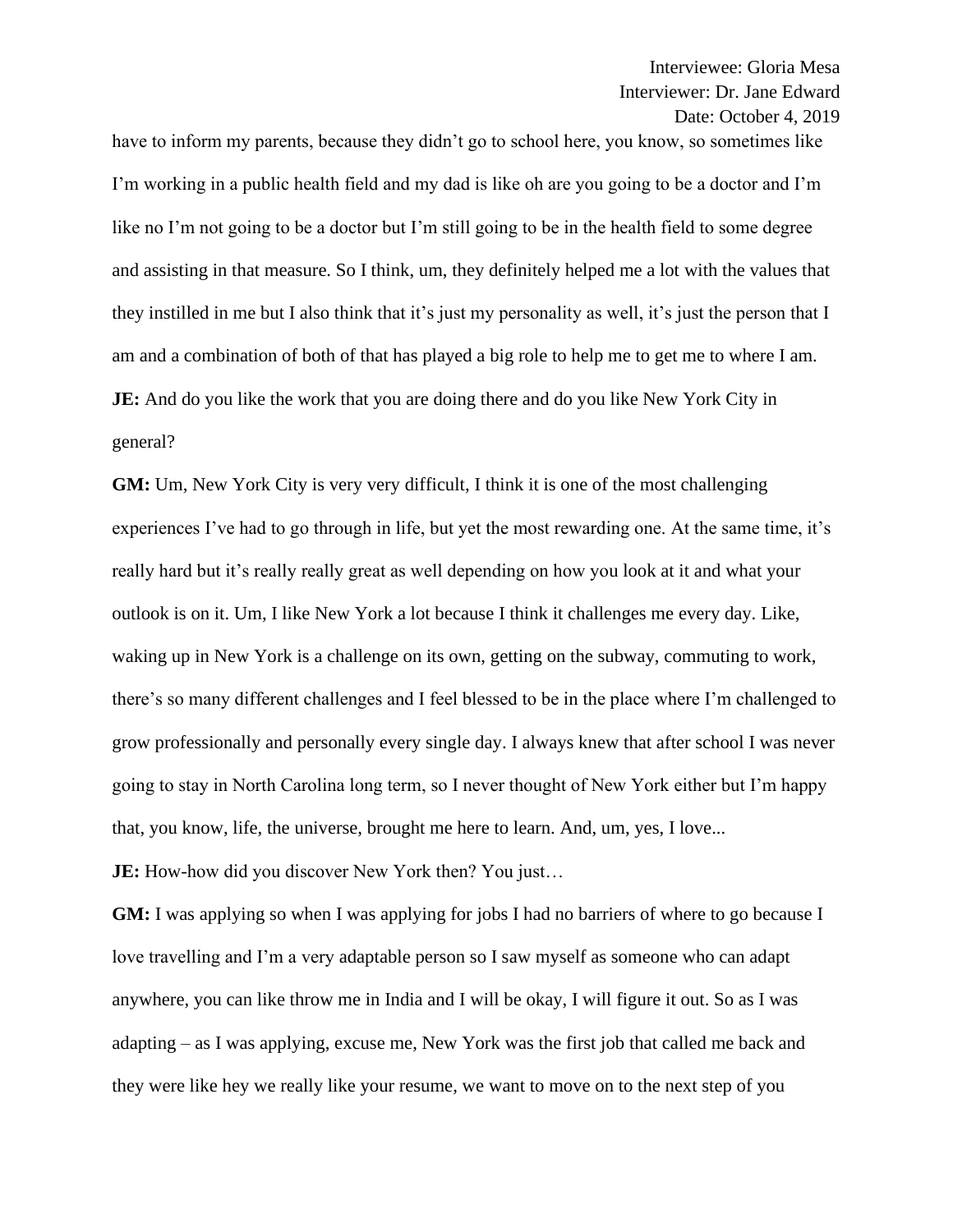have to inform my parents, because they didn't go to school here, you know, so sometimes like I'm working in a public health field and my dad is like oh are you going to be a doctor and I'm like no I'm not going to be a doctor but I'm still going to be in the health field to some degree and assisting in that measure. So I think, um, they definitely helped me a lot with the values that they instilled in me but I also think that it's just my personality as well, it's just the person that I am and a combination of both of that has played a big role to help me to get me to where I am.

**JE:** And do you like the work that you are doing there and do you like New York City in general?

**GM:** Um, New York City is very very difficult, I think it is one of the most challenging experiences I've had to go through in life, but yet the most rewarding one. At the same time, it's really hard but it's really really great as well depending on how you look at it and what your outlook is on it. Um, I like New York a lot because I think it challenges me every day. Like, waking up in New York is a challenge on its own, getting on the subway, commuting to work, there's so many different challenges and I feel blessed to be in the place where I'm challenged to grow professionally and personally every single day. I always knew that after school I was never going to stay in North Carolina long term, so I never thought of New York either but I'm happy that, you know, life, the universe, brought me here to learn. And, um, yes, I love...

**JE:** How-how did you discover New York then? You just…

**GM:** I was applying so when I was applying for jobs I had no barriers of where to go because I love travelling and I'm a very adaptable person so I saw myself as someone who can adapt anywhere, you can like throw me in India and I will be okay, I will figure it out. So as I was adapting – as I was applying, excuse me, New York was the first job that called me back and they were like hey we really like your resume, we want to move on to the next step of you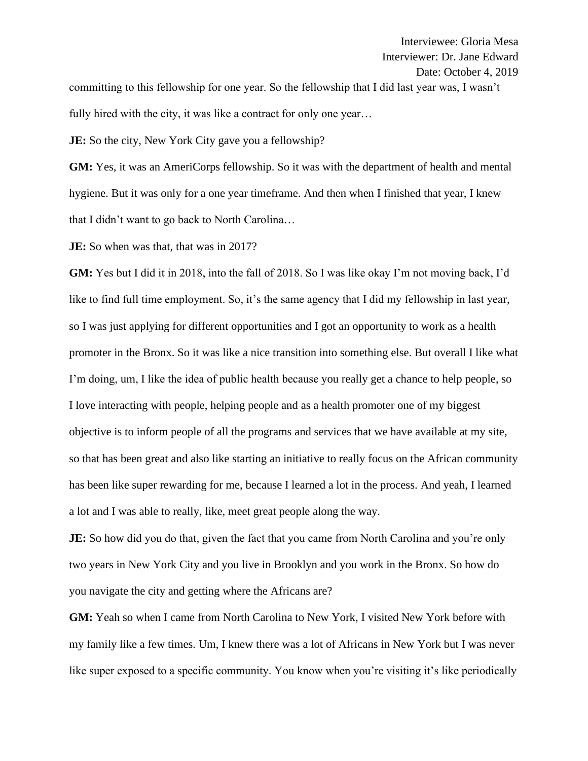committing to this fellowship for one year. So the fellowship that I did last year was, I wasn't fully hired with the city, it was like a contract for only one year…

**JE:** So the city, New York City gave you a fellowship?

**GM:** Yes, it was an AmeriCorps fellowship. So it was with the department of health and mental hygiene. But it was only for a one year timeframe. And then when I finished that year, I knew that I didn't want to go back to North Carolina…

**JE:** So when was that, that was in 2017?

**GM:** Yes but I did it in 2018, into the fall of 2018. So I was like okay I'm not moving back, I'd like to find full time employment. So, it's the same agency that I did my fellowship in last year, so I was just applying for different opportunities and I got an opportunity to work as a health promoter in the Bronx. So it was like a nice transition into something else. But overall I like what I'm doing, um, I like the idea of public health because you really get a chance to help people, so I love interacting with people, helping people and as a health promoter one of my biggest objective is to inform people of all the programs and services that we have available at my site, so that has been great and also like starting an initiative to really focus on the African community has been like super rewarding for me, because I learned a lot in the process. And yeah, I learned a lot and I was able to really, like, meet great people along the way.

**JE:** So how did you do that, given the fact that you came from North Carolina and you're only two years in New York City and you live in Brooklyn and you work in the Bronx. So how do you navigate the city and getting where the Africans are?

**GM:** Yeah so when I came from North Carolina to New York, I visited New York before with my family like a few times. Um, I knew there was a lot of Africans in New York but I was never like super exposed to a specific community. You know when you're visiting it's like periodically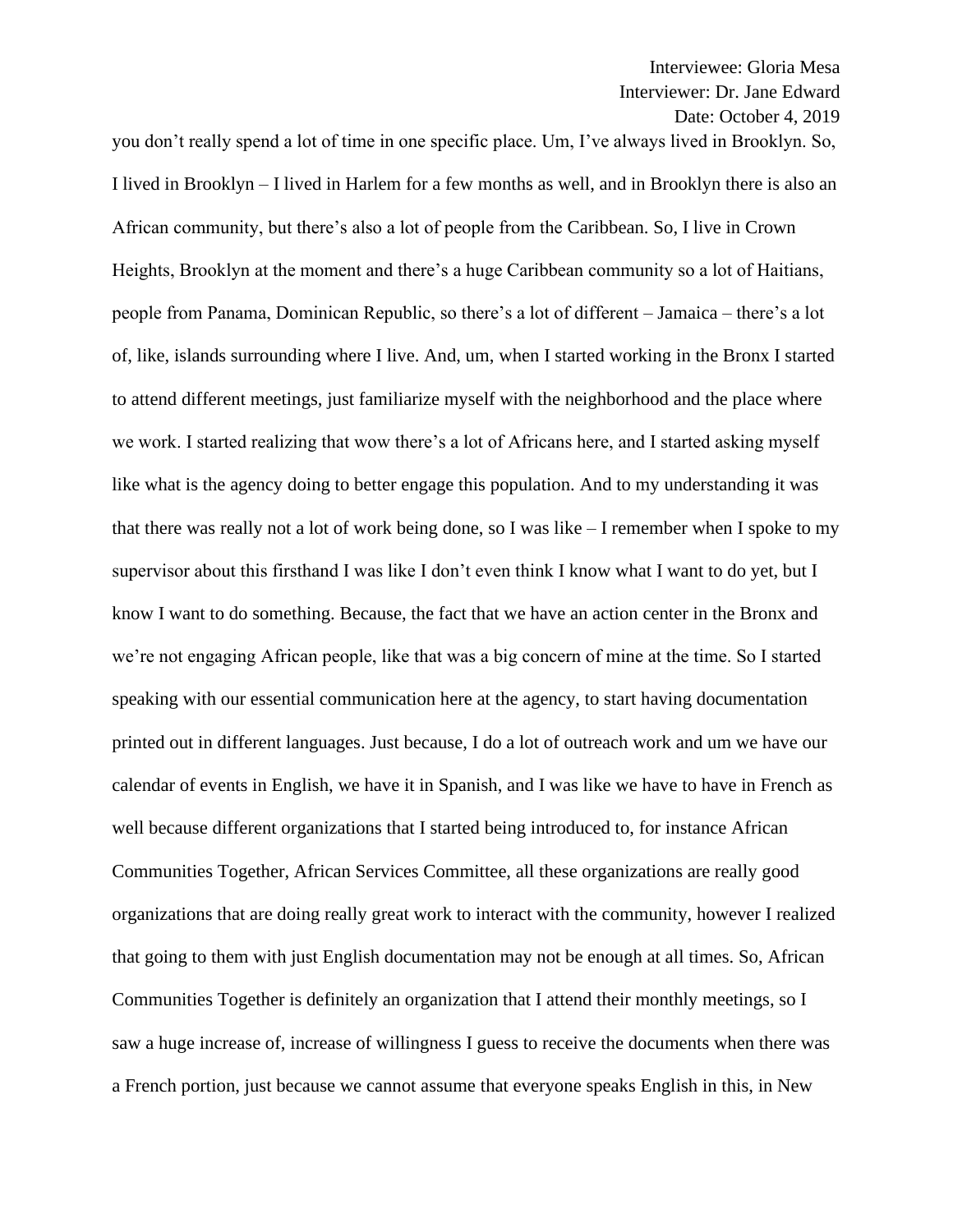you don't really spend a lot of time in one specific place. Um, I've always lived in Brooklyn. So, I lived in Brooklyn – I lived in Harlem for a few months as well, and in Brooklyn there is also an African community, but there's also a lot of people from the Caribbean. So, I live in Crown Heights, Brooklyn at the moment and there's a huge Caribbean community so a lot of Haitians, people from Panama, Dominican Republic, so there's a lot of different – Jamaica – there's a lot of, like, islands surrounding where I live. And, um, when I started working in the Bronx I started to attend different meetings, just familiarize myself with the neighborhood and the place where we work. I started realizing that wow there's a lot of Africans here, and I started asking myself like what is the agency doing to better engage this population. And to my understanding it was that there was really not a lot of work being done, so I was like – I remember when I spoke to my supervisor about this firsthand I was like I don't even think I know what I want to do yet, but I know I want to do something. Because, the fact that we have an action center in the Bronx and we're not engaging African people, like that was a big concern of mine at the time. So I started speaking with our essential communication here at the agency, to start having documentation printed out in different languages. Just because, I do a lot of outreach work and um we have our calendar of events in English, we have it in Spanish, and I was like we have to have in French as well because different organizations that I started being introduced to, for instance African Communities Together, African Services Committee, all these organizations are really good organizations that are doing really great work to interact with the community, however I realized that going to them with just English documentation may not be enough at all times. So, African Communities Together is definitely an organization that I attend their monthly meetings, so I saw a huge increase of, increase of willingness I guess to receive the documents when there was a French portion, just because we cannot assume that everyone speaks English in this, in New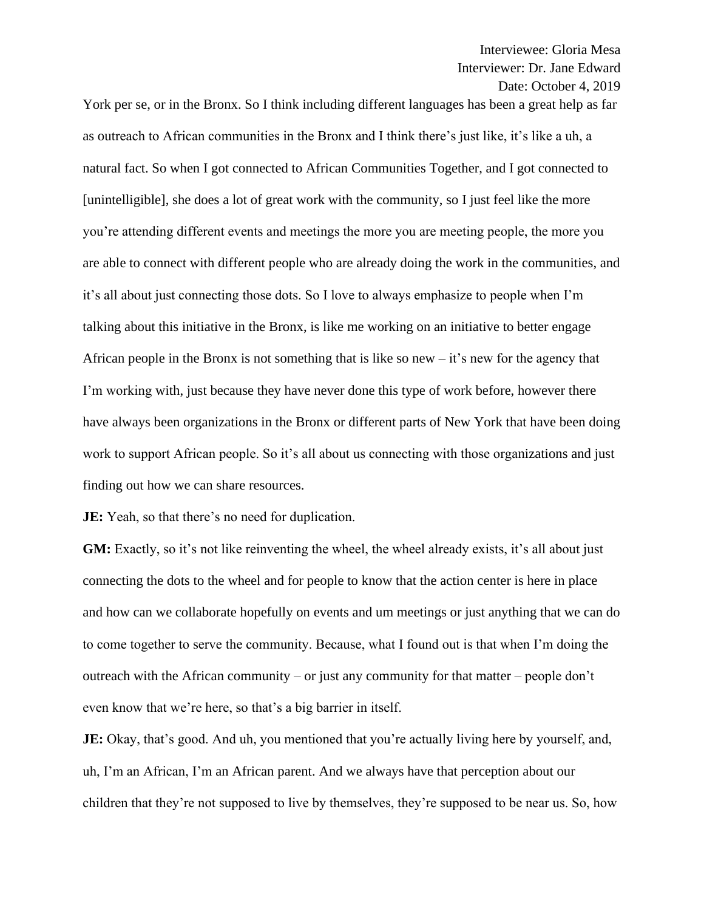York per se, or in the Bronx. So I think including different languages has been a great help as far as outreach to African communities in the Bronx and I think there's just like, it's like a uh, a natural fact. So when I got connected to African Communities Together, and I got connected to [unintelligible], she does a lot of great work with the community, so I just feel like the more you're attending different events and meetings the more you are meeting people, the more you are able to connect with different people who are already doing the work in the communities, and it's all about just connecting those dots. So I love to always emphasize to people when I'm talking about this initiative in the Bronx, is like me working on an initiative to better engage African people in the Bronx is not something that is like so new – it's new for the agency that I'm working with, just because they have never done this type of work before, however there have always been organizations in the Bronx or different parts of New York that have been doing work to support African people. So it's all about us connecting with those organizations and just finding out how we can share resources.

**JE:** Yeah, so that there's no need for duplication.

**GM:** Exactly, so it's not like reinventing the wheel, the wheel already exists, it's all about just connecting the dots to the wheel and for people to know that the action center is here in place and how can we collaborate hopefully on events and um meetings or just anything that we can do to come together to serve the community. Because, what I found out is that when I'm doing the outreach with the African community – or just any community for that matter – people don't even know that we're here, so that's a big barrier in itself.

**JE:** Okay, that's good. And uh, you mentioned that you're actually living here by yourself, and, uh, I'm an African, I'm an African parent. And we always have that perception about our children that they're not supposed to live by themselves, they're supposed to be near us. So, how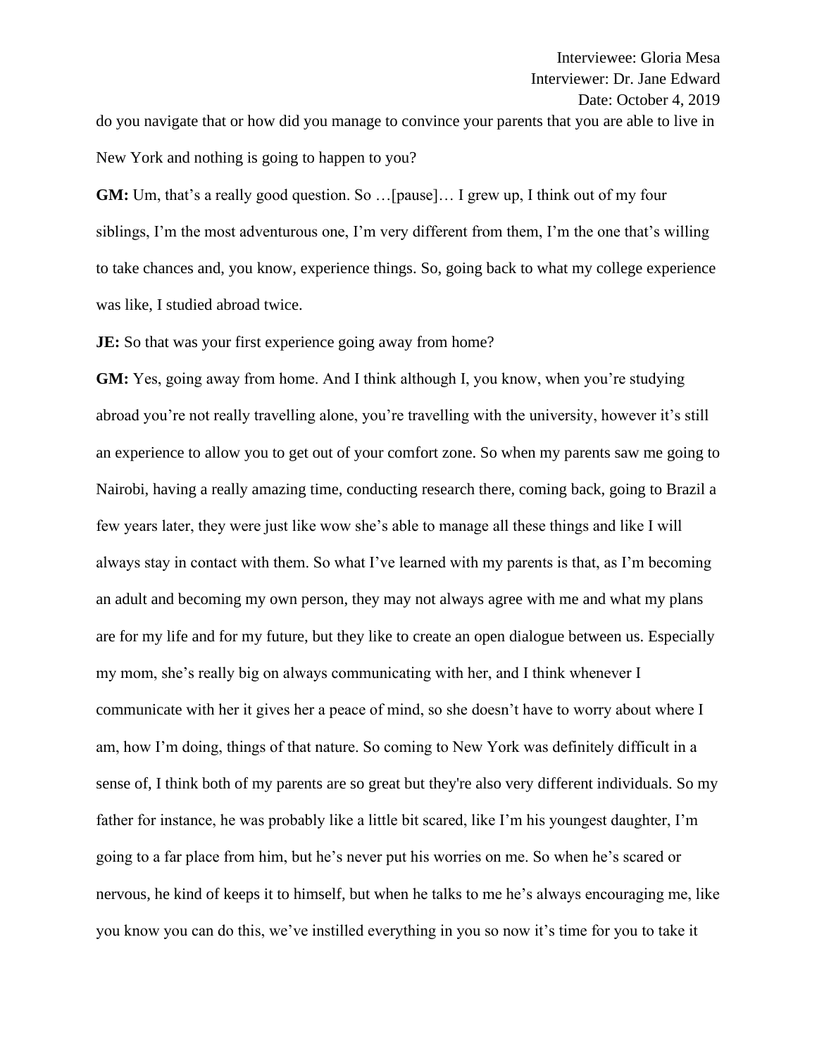do you navigate that or how did you manage to convince your parents that you are able to live in New York and nothing is going to happen to you?

**GM:** Um, that's a really good question. So …[pause]… I grew up, I think out of my four siblings, I'm the most adventurous one, I'm very different from them, I'm the one that's willing to take chances and, you know, experience things. So, going back to what my college experience was like, I studied abroad twice.

**JE:** So that was your first experience going away from home?

**GM:** Yes, going away from home. And I think although I, you know, when you're studying abroad you're not really travelling alone, you're travelling with the university, however it's still an experience to allow you to get out of your comfort zone. So when my parents saw me going to Nairobi, having a really amazing time, conducting research there, coming back, going to Brazil a few years later, they were just like wow she's able to manage all these things and like I will always stay in contact with them. So what I've learned with my parents is that, as I'm becoming an adult and becoming my own person, they may not always agree with me and what my plans are for my life and for my future, but they like to create an open dialogue between us. Especially my mom, she's really big on always communicating with her, and I think whenever I communicate with her it gives her a peace of mind, so she doesn't have to worry about where I am, how I'm doing, things of that nature. So coming to New York was definitely difficult in a sense of, I think both of my parents are so great but they're also very different individuals. So my father for instance, he was probably like a little bit scared, like I'm his youngest daughter, I'm going to a far place from him, but he's never put his worries on me. So when he's scared or nervous, he kind of keeps it to himself, but when he talks to me he's always encouraging me, like you know you can do this, we've instilled everything in you so now it's time for you to take it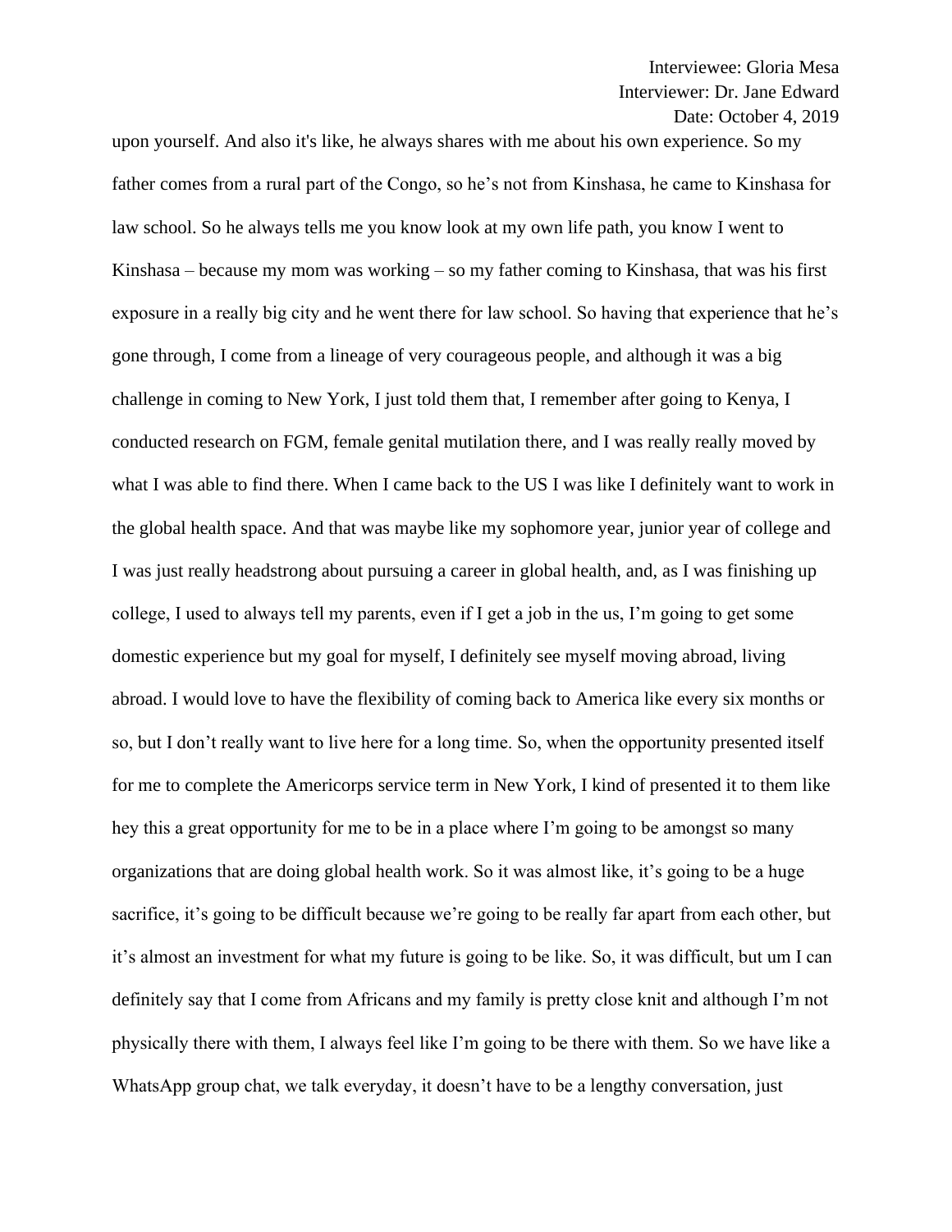upon yourself. And also it's like, he always shares with me about his own experience. So my father comes from a rural part of the Congo, so he's not from Kinshasa, he came to Kinshasa for law school. So he always tells me you know look at my own life path, you know I went to Kinshasa – because my mom was working – so my father coming to Kinshasa, that was his first exposure in a really big city and he went there for law school. So having that experience that he's gone through, I come from a lineage of very courageous people, and although it was a big challenge in coming to New York, I just told them that, I remember after going to Kenya, I conducted research on FGM, female genital mutilation there, and I was really really moved by what I was able to find there. When I came back to the US I was like I definitely want to work in the global health space. And that was maybe like my sophomore year, junior year of college and I was just really headstrong about pursuing a career in global health, and, as I was finishing up college, I used to always tell my parents, even if I get a job in the us, I'm going to get some domestic experience but my goal for myself, I definitely see myself moving abroad, living abroad. I would love to have the flexibility of coming back to America like every six months or so, but I don't really want to live here for a long time. So, when the opportunity presented itself for me to complete the Americorps service term in New York, I kind of presented it to them like hey this a great opportunity for me to be in a place where I'm going to be amongst so many organizations that are doing global health work. So it was almost like, it's going to be a huge sacrifice, it's going to be difficult because we're going to be really far apart from each other, but it's almost an investment for what my future is going to be like. So, it was difficult, but um I can definitely say that I come from Africans and my family is pretty close knit and although I'm not physically there with them, I always feel like I'm going to be there with them. So we have like a WhatsApp group chat, we talk everyday, it doesn't have to be a lengthy conversation, just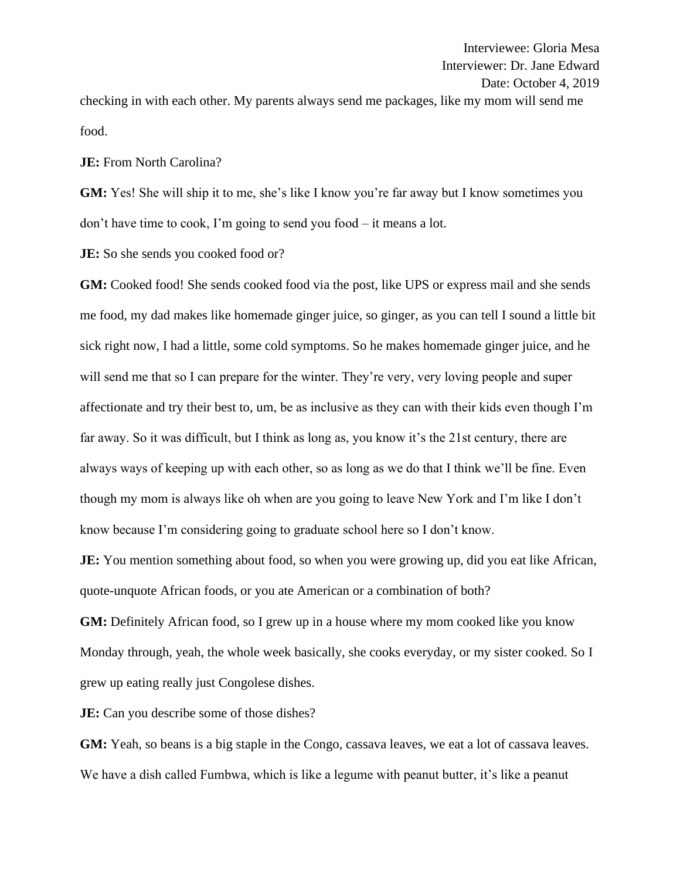checking in with each other. My parents always send me packages, like my mom will send me food.

**JE:** From North Carolina?

**GM:** Yes! She will ship it to me, she's like I know you're far away but I know sometimes you don't have time to cook, I'm going to send you food – it means a lot.

**JE:** So she sends you cooked food or?

**GM:** Cooked food! She sends cooked food via the post, like UPS or express mail and she sends me food, my dad makes like homemade ginger juice, so ginger, as you can tell I sound a little bit sick right now, I had a little, some cold symptoms. So he makes homemade ginger juice, and he will send me that so I can prepare for the winter. They're very, very loving people and super affectionate and try their best to, um, be as inclusive as they can with their kids even though I'm far away. So it was difficult, but I think as long as, you know it's the 21st century, there are always ways of keeping up with each other, so as long as we do that I think we'll be fine. Even though my mom is always like oh when are you going to leave New York and I'm like I don't know because I'm considering going to graduate school here so I don't know.

**JE:** You mention something about food, so when you were growing up, did you eat like African, quote-unquote African foods, or you ate American or a combination of both?

**GM:** Definitely African food, so I grew up in a house where my mom cooked like you know Monday through, yeah, the whole week basically, she cooks everyday, or my sister cooked. So I grew up eating really just Congolese dishes.

**JE:** Can you describe some of those dishes?

**GM:** Yeah, so beans is a big staple in the Congo, cassava leaves, we eat a lot of cassava leaves. We have a dish called Fumbwa, which is like a legume with peanut butter, it's like a peanut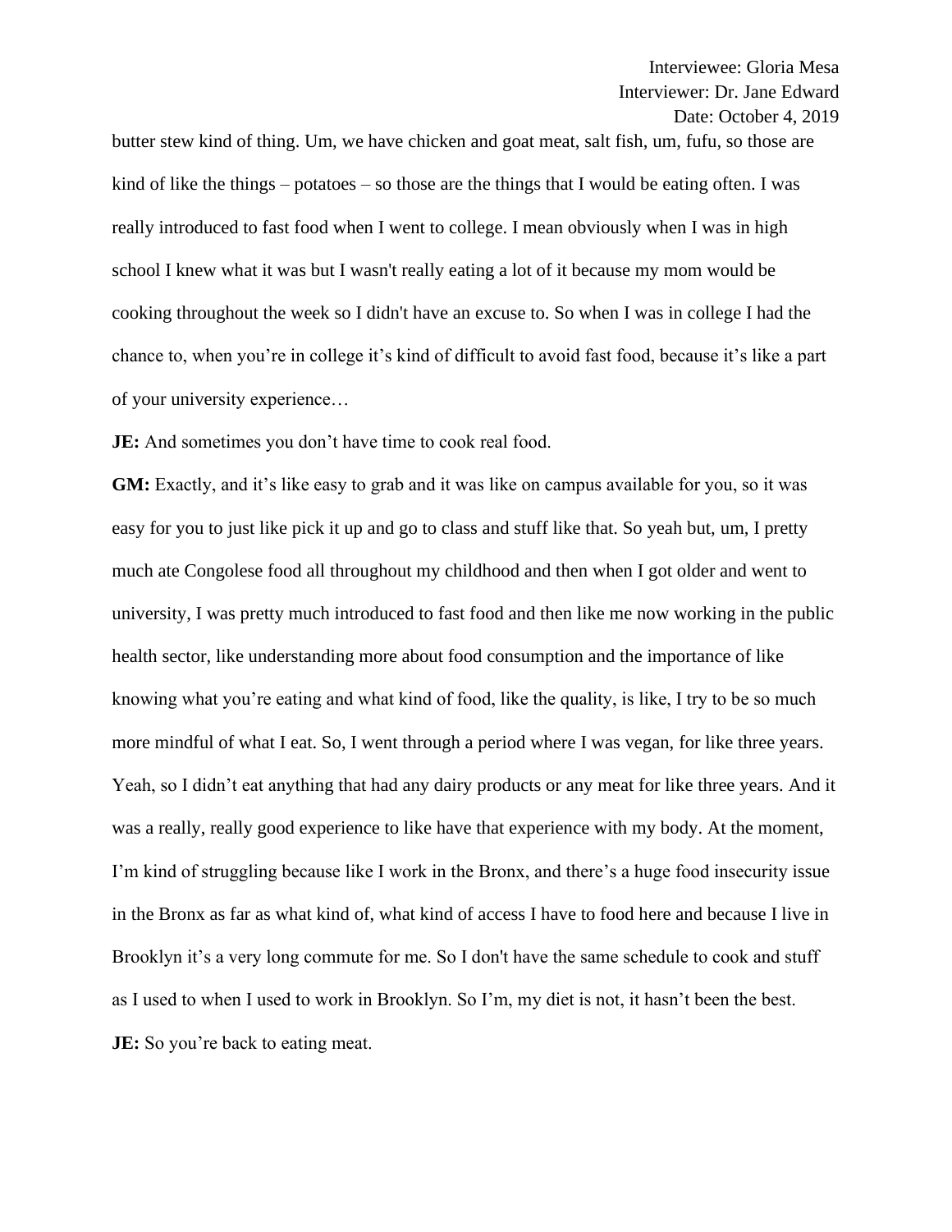butter stew kind of thing. Um, we have chicken and goat meat, salt fish, um, fufu, so those are kind of like the things – potatoes – so those are the things that I would be eating often. I was really introduced to fast food when I went to college. I mean obviously when I was in high school I knew what it was but I wasn't really eating a lot of it because my mom would be cooking throughout the week so I didn't have an excuse to. So when I was in college I had the chance to, when you're in college it's kind of difficult to avoid fast food, because it's like a part of your university experience…

**JE:** And sometimes you don't have time to cook real food.

**GM:** Exactly, and it's like easy to grab and it was like on campus available for you, so it was easy for you to just like pick it up and go to class and stuff like that. So yeah but, um, I pretty much ate Congolese food all throughout my childhood and then when I got older and went to university, I was pretty much introduced to fast food and then like me now working in the public health sector, like understanding more about food consumption and the importance of like knowing what you're eating and what kind of food, like the quality, is like, I try to be so much more mindful of what I eat. So, I went through a period where I was vegan, for like three years. Yeah, so I didn't eat anything that had any dairy products or any meat for like three years. And it was a really, really good experience to like have that experience with my body. At the moment, I'm kind of struggling because like I work in the Bronx, and there's a huge food insecurity issue in the Bronx as far as what kind of, what kind of access I have to food here and because I live in Brooklyn it's a very long commute for me. So I don't have the same schedule to cook and stuff as I used to when I used to work in Brooklyn. So I'm, my diet is not, it hasn't been the best.

**JE:** So you're back to eating meat.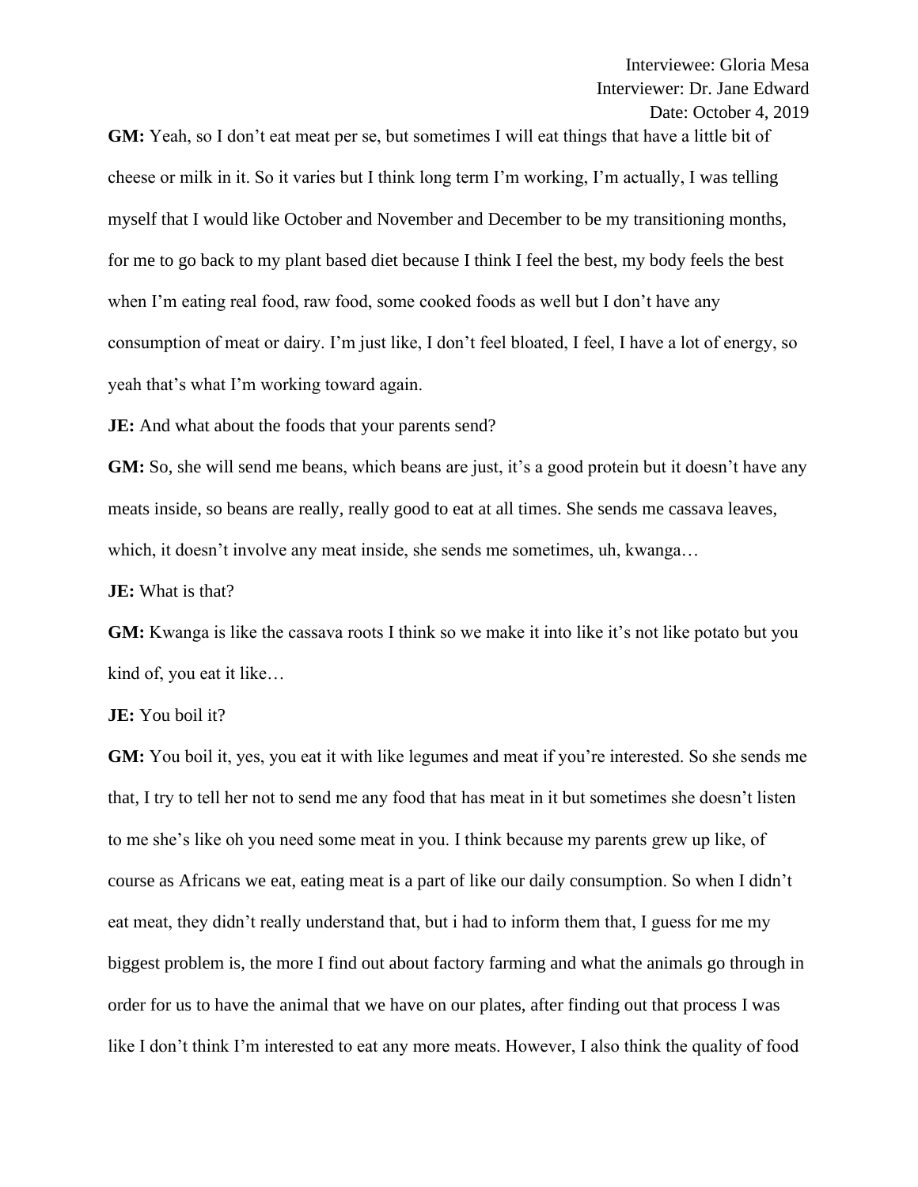Interviewee: Gloria Mesa
Interviewer: Dr. Jane Edward
Date: October 4, 2019

**GM:** Yeah, so I don't eat meat per se, but sometimes I will eat things that have a little bit of cheese or milk in it. So it varies but I think long term I'm working, I'm actually, I was telling myself that I would like October and November and December to be my transitioning months, for me to go back to my plant based diet because I think I feel the best, my body feels the best when I'm eating real food, raw food, some cooked foods as well but I don't have any consumption of meat or dairy. I'm just like, I don't feel bloated, I feel, I have a lot of energy, so yeah that's what I'm working toward again.

**JE:** And what about the foods that your parents send?

**GM:** So, she will send me beans, which beans are just, it's a good protein but it doesn't have any meats inside, so beans are really, really good to eat at all times. She sends me cassava leaves, which, it doesn't involve any meat inside, she sends me sometimes, uh, kwanga…

**JE:** What is that?

**GM:** Kwanga is like the cassava roots I think so we make it into like it's not like potato but you kind of, you eat it like…

**JE:** You boil it?

**GM:** You boil it, yes, you eat it with like legumes and meat if you're interested. So she sends me that, I try to tell her not to send me any food that has meat in it but sometimes she doesn't listen to me she's like oh you need some meat in you. I think because my parents grew up like, of course as Africans we eat, eating meat is a part of like our daily consumption. So when I didn't eat meat, they didn't really understand that, but i had to inform them that, I guess for me my biggest problem is, the more I find out about factory farming and what the animals go through in order for us to have the animal that we have on our plates, after finding out that process I was like I don't think I'm interested to eat any more meats. However, I also think the quality of food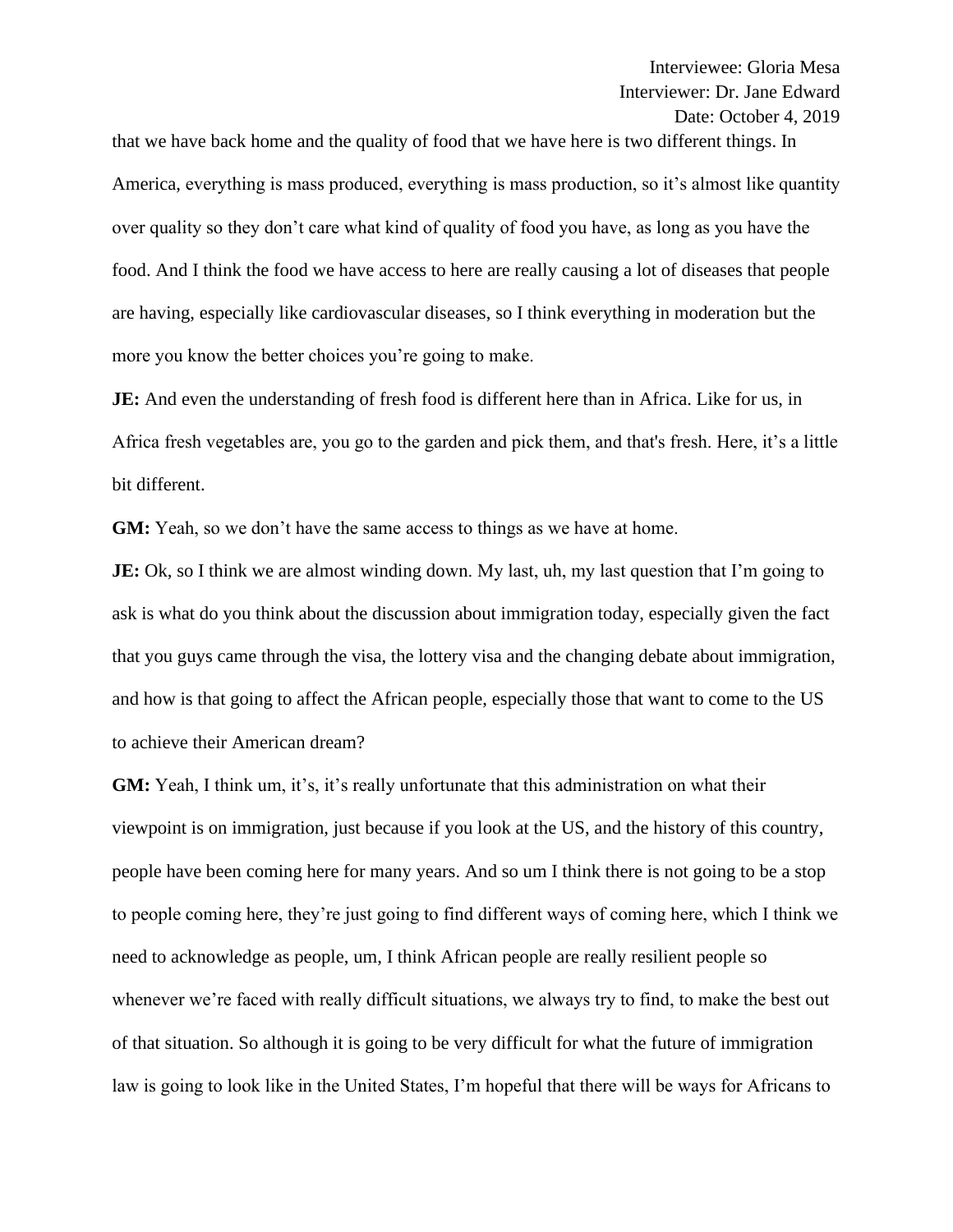that we have back home and the quality of food that we have here is two different things. In America, everything is mass produced, everything is mass production, so it's almost like quantity over quality so they don't care what kind of quality of food you have, as long as you have the food. And I think the food we have access to here are really causing a lot of diseases that people are having, especially like cardiovascular diseases, so I think everything in moderation but the more you know the better choices you're going to make.

**JE:** And even the understanding of fresh food is different here than in Africa. Like for us, in Africa fresh vegetables are, you go to the garden and pick them, and that's fresh. Here, it's a little bit different.

**GM:** Yeah, so we don't have the same access to things as we have at home.

**JE:** Ok, so I think we are almost winding down. My last, uh, my last question that I'm going to ask is what do you think about the discussion about immigration today, especially given the fact that you guys came through the visa, the lottery visa and the changing debate about immigration, and how is that going to affect the African people, especially those that want to come to the US to achieve their American dream?

**GM:** Yeah, I think um, it's, it's really unfortunate that this administration on what their viewpoint is on immigration, just because if you look at the US, and the history of this country, people have been coming here for many years. And so um I think there is not going to be a stop to people coming here, they're just going to find different ways of coming here, which I think we need to acknowledge as people, um, I think African people are really resilient people so whenever we're faced with really difficult situations, we always try to find, to make the best out of that situation. So although it is going to be very difficult for what the future of immigration law is going to look like in the United States, I'm hopeful that there will be ways for Africans to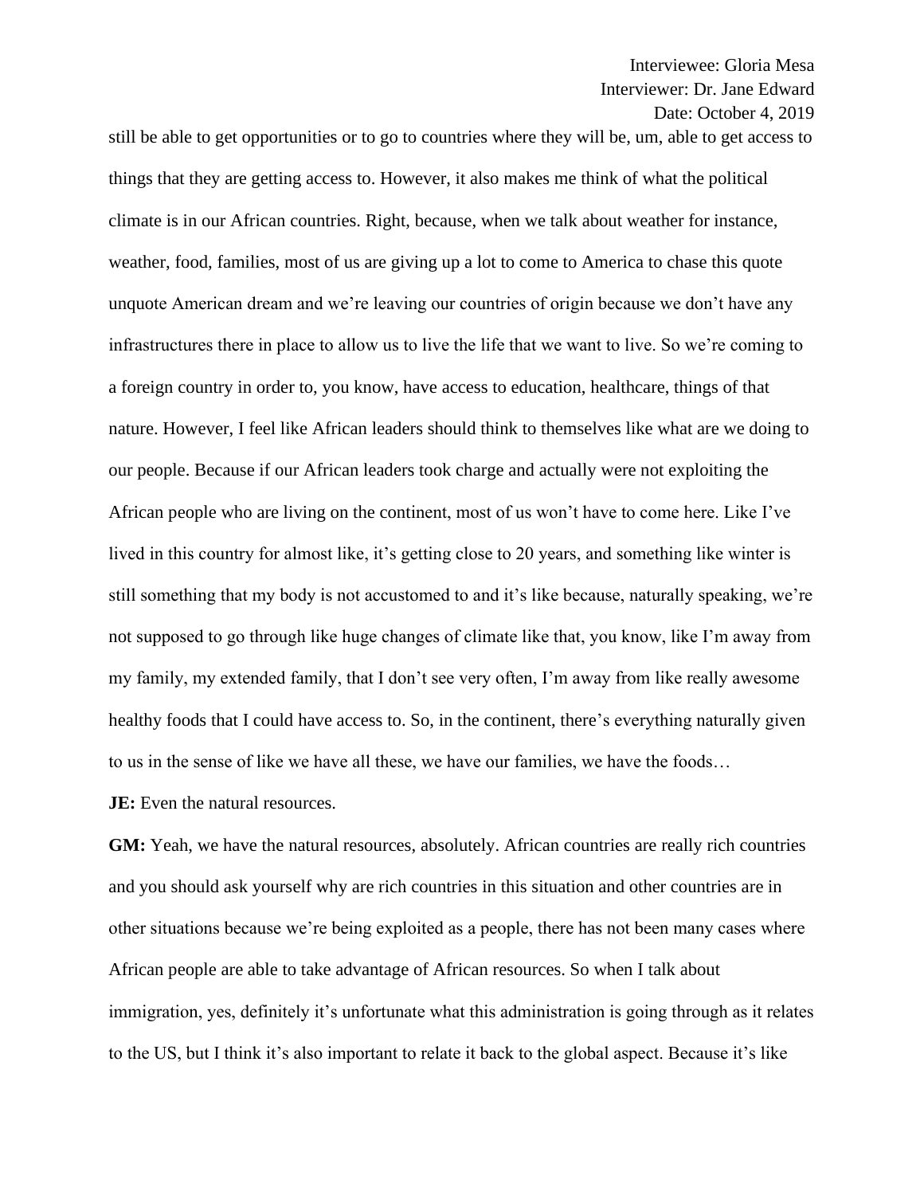still be able to get opportunities or to go to countries where they will be, um, able to get access to things that they are getting access to. However, it also makes me think of what the political climate is in our African countries. Right, because, when we talk about weather for instance, weather, food, families, most of us are giving up a lot to come to America to chase this quote unquote American dream and we're leaving our countries of origin because we don't have any infrastructures there in place to allow us to live the life that we want to live. So we're coming to a foreign country in order to, you know, have access to education, healthcare, things of that nature. However, I feel like African leaders should think to themselves like what are we doing to our people. Because if our African leaders took charge and actually were not exploiting the African people who are living on the continent, most of us won't have to come here. Like I've lived in this country for almost like, it's getting close to 20 years, and something like winter is still something that my body is not accustomed to and it's like because, naturally speaking, we're not supposed to go through like huge changes of climate like that, you know, like I'm away from my family, my extended family, that I don't see very often, I'm away from like really awesome healthy foods that I could have access to. So, in the continent, there's everything naturally given to us in the sense of like we have all these, we have our families, we have the foods…

**JE:** Even the natural resources.

**GM:** Yeah, we have the natural resources, absolutely. African countries are really rich countries and you should ask yourself why are rich countries in this situation and other countries are in other situations because we're being exploited as a people, there has not been many cases where African people are able to take advantage of African resources. So when I talk about immigration, yes, definitely it's unfortunate what this administration is going through as it relates to the US, but I think it's also important to relate it back to the global aspect. Because it's like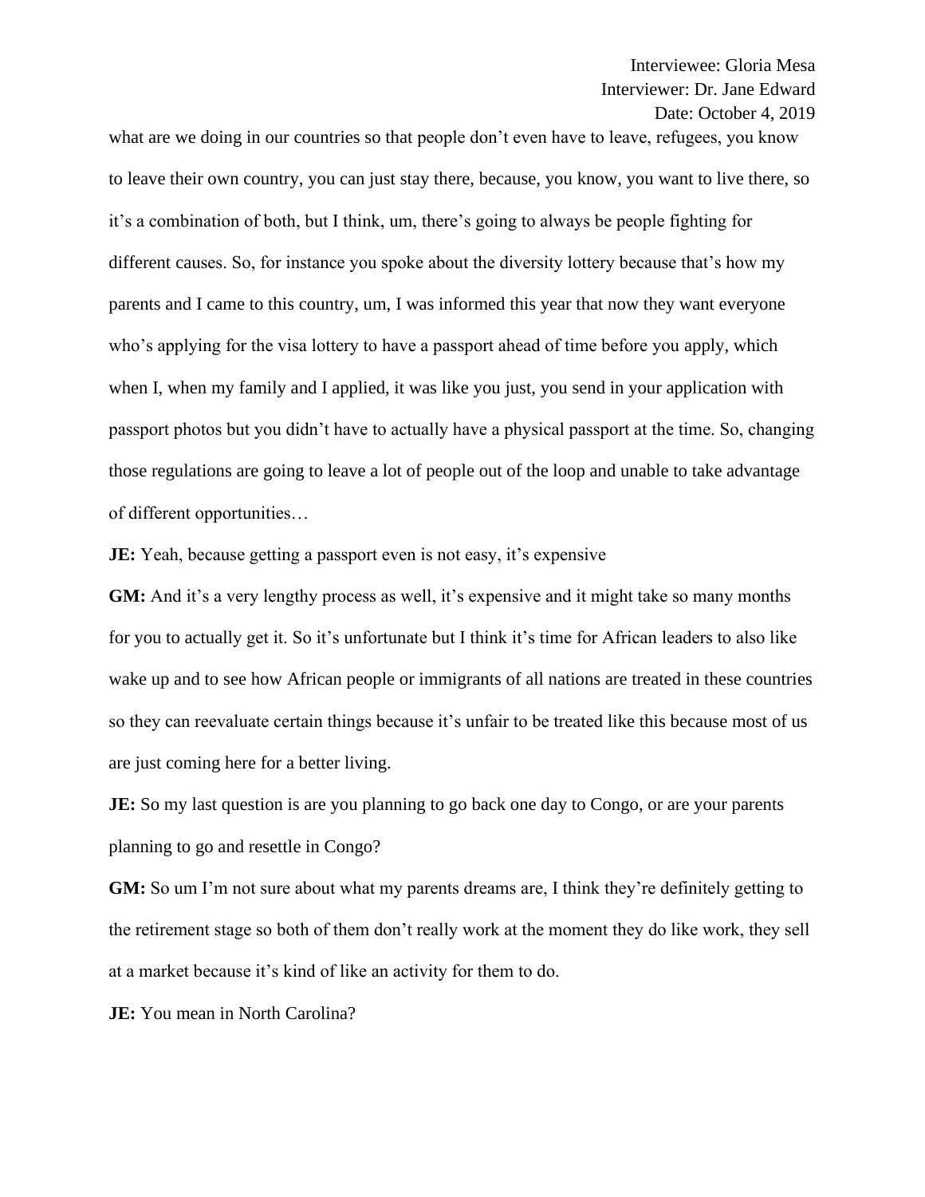what are we doing in our countries so that people don't even have to leave, refugees, you know to leave their own country, you can just stay there, because, you know, you want to live there, so it's a combination of both, but I think, um, there's going to always be people fighting for different causes. So, for instance you spoke about the diversity lottery because that's how my parents and I came to this country, um, I was informed this year that now they want everyone who's applying for the visa lottery to have a passport ahead of time before you apply, which when I, when my family and I applied, it was like you just, you send in your application with passport photos but you didn't have to actually have a physical passport at the time. So, changing those regulations are going to leave a lot of people out of the loop and unable to take advantage of different opportunities…

**JE:** Yeah, because getting a passport even is not easy, it's expensive

**GM:** And it's a very lengthy process as well, it's expensive and it might take so many months for you to actually get it. So it's unfortunate but I think it's time for African leaders to also like wake up and to see how African people or immigrants of all nations are treated in these countries so they can reevaluate certain things because it's unfair to be treated like this because most of us are just coming here for a better living.

**JE:** So my last question is are you planning to go back one day to Congo, or are your parents planning to go and resettle in Congo?

**GM:** So um I'm not sure about what my parents dreams are, I think they're definitely getting to the retirement stage so both of them don't really work at the moment they do like work, they sell at a market because it's kind of like an activity for them to do.

**JE:** You mean in North Carolina?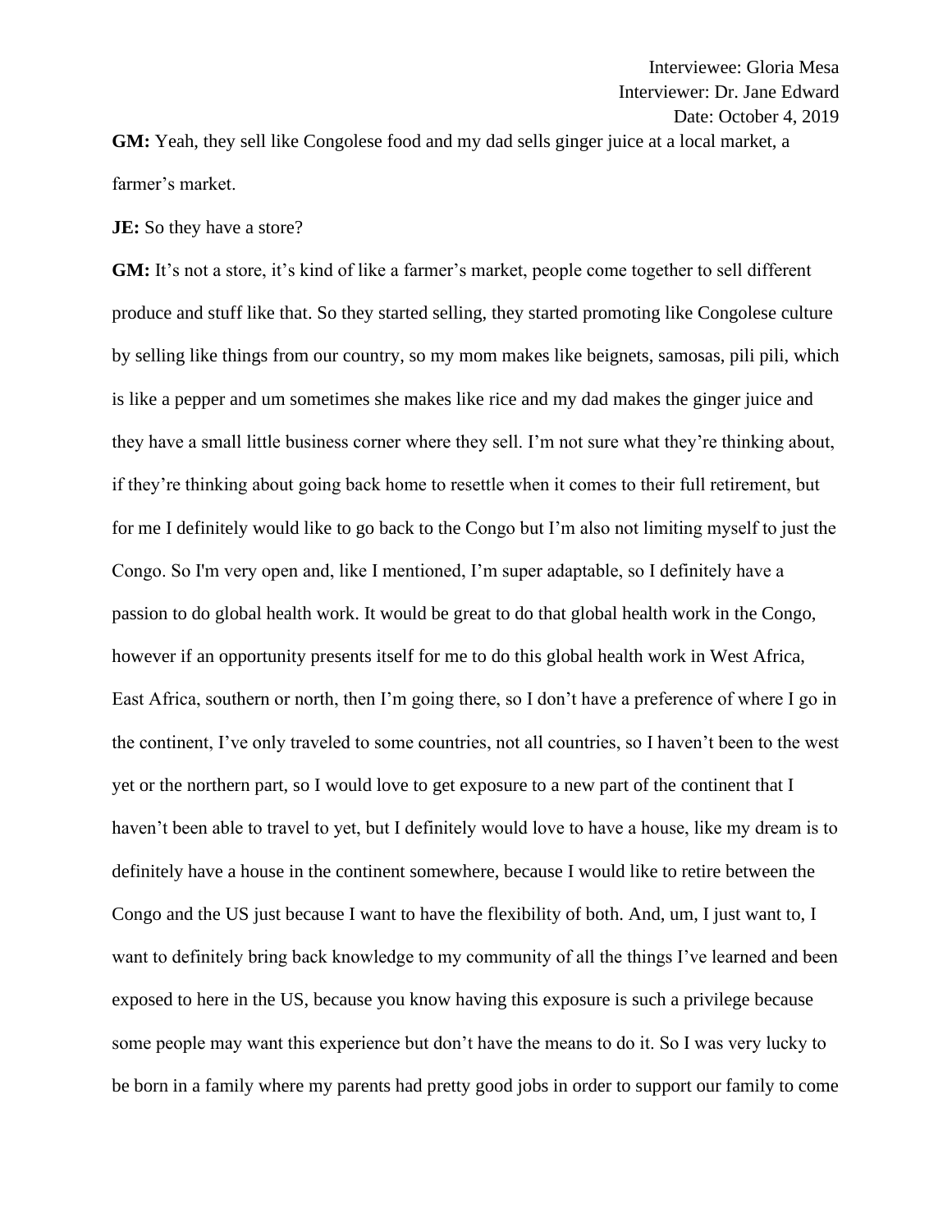**GM:** Yeah, they sell like Congolese food and my dad sells ginger juice at a local market, a farmer's market.

**JE:** So they have a store?

**GM:** It's not a store, it's kind of like a farmer's market, people come together to sell different produce and stuff like that. So they started selling, they started promoting like Congolese culture by selling like things from our country, so my mom makes like beignets, samosas, pili pili, which is like a pepper and um sometimes she makes like rice and my dad makes the ginger juice and they have a small little business corner where they sell. I'm not sure what they're thinking about, if they're thinking about going back home to resettle when it comes to their full retirement, but for me I definitely would like to go back to the Congo but I'm also not limiting myself to just the Congo. So I'm very open and, like I mentioned, I'm super adaptable, so I definitely have a passion to do global health work. It would be great to do that global health work in the Congo, however if an opportunity presents itself for me to do this global health work in West Africa, East Africa, southern or north, then I'm going there, so I don't have a preference of where I go in the continent, I've only traveled to some countries, not all countries, so I haven't been to the west yet or the northern part, so I would love to get exposure to a new part of the continent that I haven't been able to travel to yet, but I definitely would love to have a house, like my dream is to definitely have a house in the continent somewhere, because I would like to retire between the Congo and the US just because I want to have the flexibility of both. And, um, I just want to, I want to definitely bring back knowledge to my community of all the things I've learned and been exposed to here in the US, because you know having this exposure is such a privilege because some people may want this experience but don't have the means to do it. So I was very lucky to be born in a family where my parents had pretty good jobs in order to support our family to come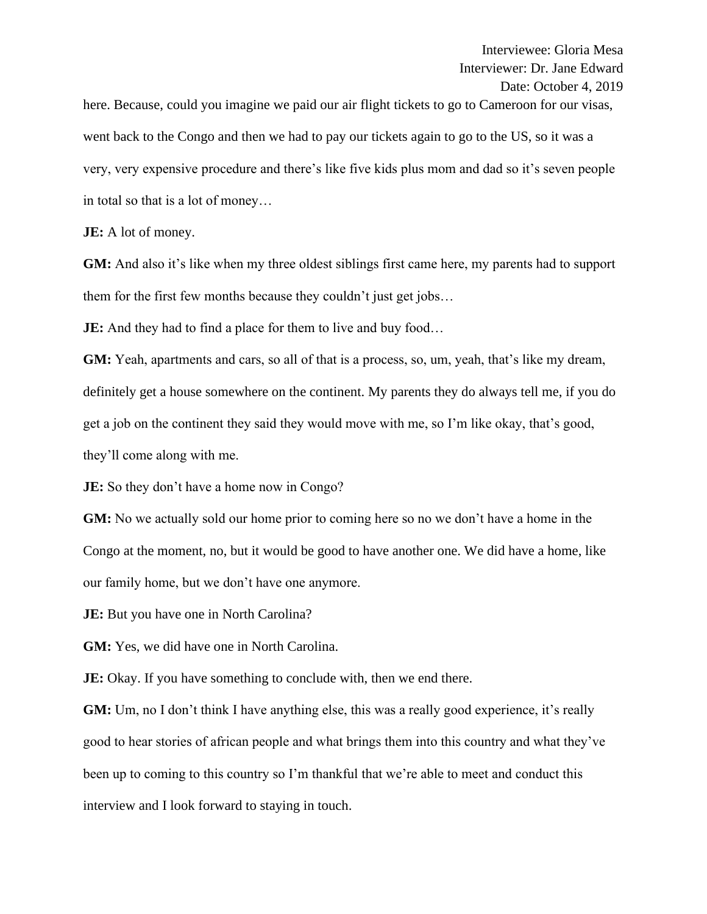here. Because, could you imagine we paid our air flight tickets to go to Cameroon for our visas, went back to the Congo and then we had to pay our tickets again to go to the US, so it was a very, very expensive procedure and there's like five kids plus mom and dad so it's seven people in total so that is a lot of money…

**JE:** A lot of money.

**GM:** And also it's like when my three oldest siblings first came here, my parents had to support them for the first few months because they couldn't just get jobs…

**JE:** And they had to find a place for them to live and buy food…

**GM:** Yeah, apartments and cars, so all of that is a process, so, um, yeah, that's like my dream, definitely get a house somewhere on the continent. My parents they do always tell me, if you do get a job on the continent they said they would move with me, so I'm like okay, that's good, they'll come along with me.

**JE:** So they don't have a home now in Congo?

**GM:** No we actually sold our home prior to coming here so no we don't have a home in the Congo at the moment, no, but it would be good to have another one. We did have a home, like our family home, but we don't have one anymore.

**JE:** But you have one in North Carolina?

**GM:** Yes, we did have one in North Carolina.

**JE:** Okay. If you have something to conclude with, then we end there.

**GM:** Um, no I don't think I have anything else, this was a really good experience, it's really good to hear stories of african people and what brings them into this country and what they've been up to coming to this country so I'm thankful that we're able to meet and conduct this interview and I look forward to staying in touch.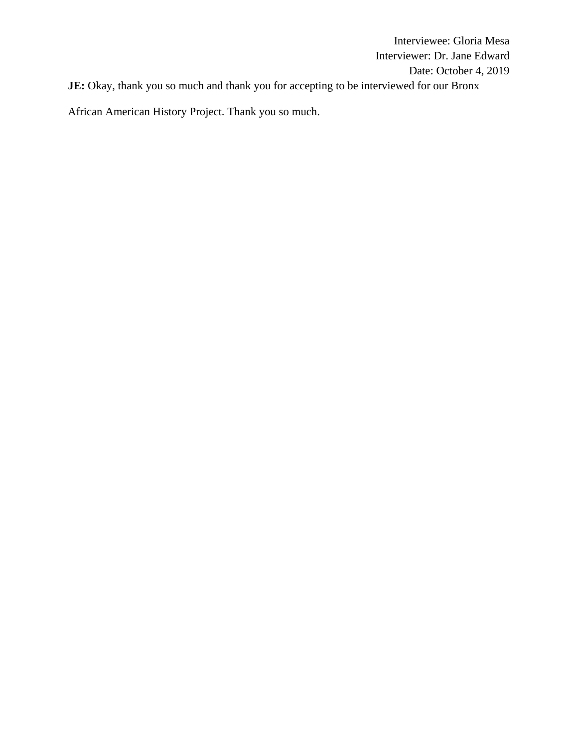Interviewee: Gloria Mesa
Interviewer: Dr. Jane Edward
Date: October 4, 2019

**JE:** Okay, thank you so much and thank you for accepting to be interviewed for our Bronx African American History Project. Thank you so much.